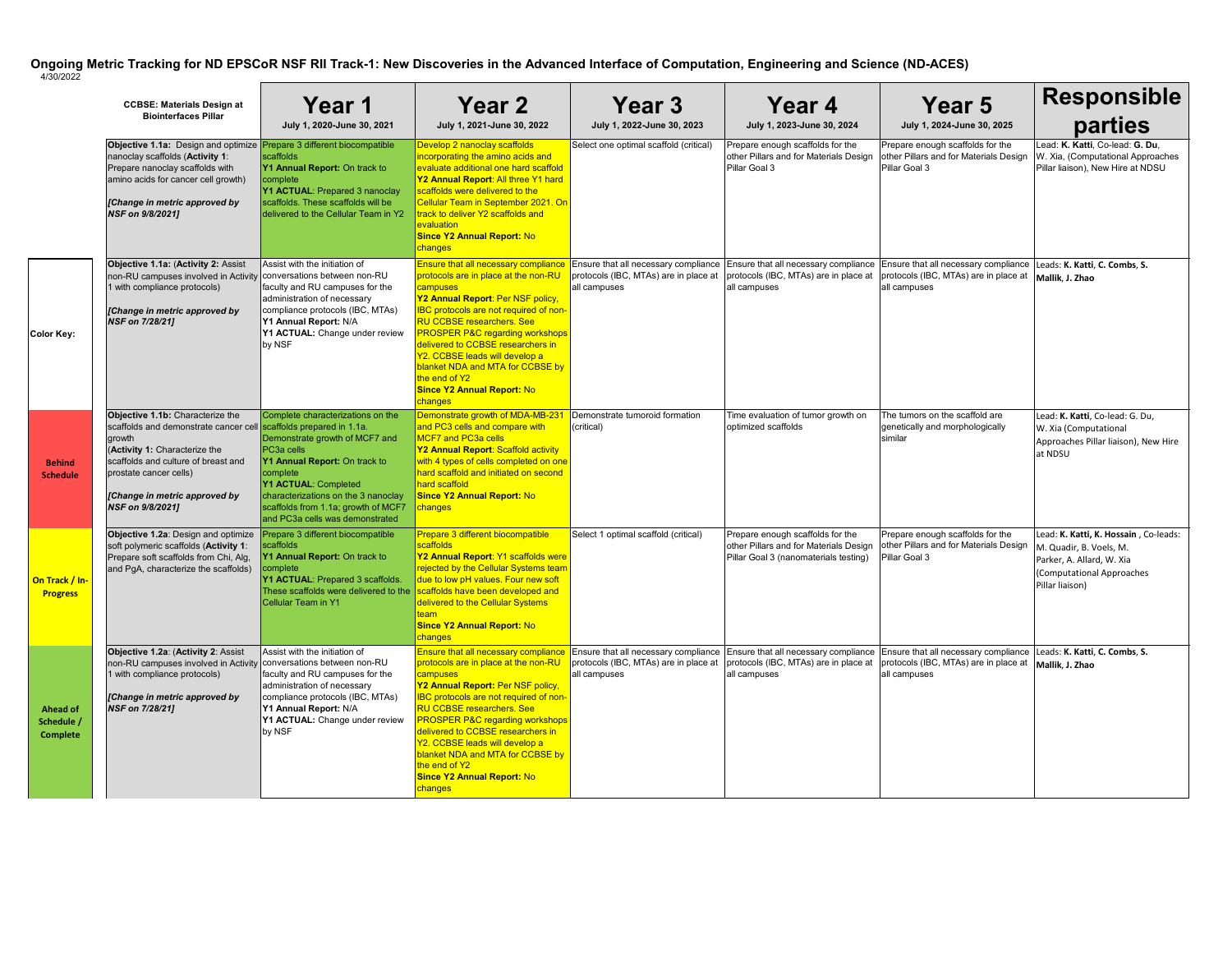# Ongoing Metric Tracking for ND EPSCoR NSF RII Track-1: New Discoveries in the Advanced Interface of Computation, Engineering and Science (ND-ACES)

4/30/2022

| Color Key: | CCBSE: Materials Design at Biointerfaces Pillar | Year 1<br>July 1, 2020-June 30, 2021 | Year 2<br>July 1, 2021-June 30, 2022 | Year 3<br>July 1, 2022-June 30, 2023 | Year 4<br>July 1, 2023-June 30, 2024 | Year 5<br>July 1, 2024-June 30, 2025 | Responsible parties |
|---|---|---|---|---|---|---|---|
| | **Objective 1.1a:** Design and optimize nanoclay scaffolds (**Activity 1**: Prepare nanoclay scaffolds with amino acids for cancer cell growth)<br>***[Change in metric approved by NSF on 9/8/2021]*** | Prepare 3 different biocompatible scaffolds<br>**Y1 Annual Report:** On track to complete<br>**Y1 ACTUAL**: Prepared 3 nanoclay scaffolds. These scaffolds will be delivered to the Cellular Team in Y2 | Develop 2 nanoclay scaffolds incorporating the amino acids and evaluate additional one hard scaffold<br>**Y2 Annual Report**: All three Y1 hard scaffolds were delivered to the Cellular Team in September 2021. On track to deliver Y2 scaffolds and evaluation<br>**Since Y2 Annual Report:** No changes | Select one optimal scaffold (critical) | Prepare enough scaffolds for the other Pillars and for Materials Design Pillar Goal 3 | Prepare enough scaffolds for the other Pillars and for Materials Design Pillar Goal 3 | Lead: **K. Katti**, Co-lead: **G. Du**, W. Xia, (Computational Approaches Pillar liaison), New Hire at NDSU |
| | **Objective 1.1a:** (**Activity 2:** Assist non-RU campuses involved in Activity 1 with compliance protocols)<br>***[Change in metric approved by NSF on 7/28/21]*** | Assist with the initiation of conversations between non-RU faculty and RU campuses for the administration of necessary compliance protocols (IBC, MTAs)<br>**Y1 Annual Report:** N/A<br>**Y1 ACTUAL:** Change under review by NSF | Ensure that all necessary compliance protocols are in place at the non-RU campuses<br>**Y2 Annual Report**: Per NSF policy, IBC protocols are not required of non-RU CCBSE researchers. See PROSPER P&C regarding workshops delivered to CCBSE researchers in Y2. CCBSE leads will develop a blanket NDA and MTA for CCBSE by the end of Y2<br>**Since Y2 Annual Report:** No changes | Ensure that all necessary compliance protocols (IBC, MTAs) are in place at all campuses | Ensure that all necessary compliance protocols (IBC, MTAs) are in place at all campuses | Ensure that all necessary compliance protocols (IBC, MTAs) are in place at all campuses | Leads: **K. Katti**, **C. Combs**, **S. Mallik**, **J. Zhao** |
| **Behind Schedule** | **Objective 1.1b:** Characterize the scaffolds and demonstrate cancer cell growth<br>(**Activity 1:** Characterize the scaffolds and culture of breast and prostate cancer cells)<br>***[Change in metric approved by NSF on 9/8/2021]*** | Complete characterizations on the scaffolds prepared in 1.1a. Demonstrate growth of MCF7 and PC3a cells<br>**Y1 Annual Report:** On track to complete<br>**Y1 ACTUAL**: Completed characterizations on the 3 nanoclay scaffolds from 1.1a; growth of MCF7 and PC3a cells was demonstrated | Demonstrate growth of MDA-MB-231 and PC3 cells and compare with MCF7 and PC3a cells<br>**Y2 Annual Report**: Scaffold activity with 4 types of cells completed on one hard scaffold and initiated on second hard scaffold<br>**Since Y2 Annual Report:** No changes | Demonstrate tumoroid formation (critical) | Time evaluation of tumor growth on optimized scaffolds | The tumors on the scaffold are genetically and morphologically similar | Lead: **K. Katti**, Co-lead: G. Du, W. Xia (Computational Approaches Pillar liaison), New Hire at NDSU |
| **On Track / In-Progress** | **Objective 1.2a**: Design and optimize soft polymeric scaffolds (**Activity 1**: Prepare soft scaffolds from Chi, Alg, and PgA, characterize the scaffolds) | Prepare 3 different biocompatible scaffolds<br>**Y1 Annual Report:** On track to complete<br>**Y1 ACTUAL**: Prepared 3 scaffolds. These scaffolds were delivered to the Cellular Team in Y1 | Prepare 3 different biocompatible scaffolds<br>**Y2 Annual Report**: Y1 scaffolds were rejected by the Cellular Systems team due to low pH values. Four new soft scaffolds have been developed and delivered to the Cellular Systems team<br>**Since Y2 Annual Report:** No changes | Select 1 optimal scaffold (critical) | Prepare enough scaffolds for the other Pillars and for Materials Design Pillar Goal 3 (nanomaterials testing) | Prepare enough scaffolds for the other Pillars and for Materials Design Pillar Goal 3 | Lead: **K. Katti, K. Hossain** , Co-leads: M. Quadir, B. Voels, M. Parker, A. Allard, W. Xia (Computational Approaches Pillar liaison) |
| **Ahead of Schedule / Complete** | **Objective 1.2a**: (**Activity 2**: Assist non-RU campuses involved in Activity 1 with compliance protocols)<br>***[Change in metric approved by NSF on 7/28/21]*** | Assist with the initiation of conversations between non-RU faculty and RU campuses for the administration of necessary compliance protocols (IBC, MTAs)<br>**Y1 Annual Report:** N/A<br>**Y1 ACTUAL:** Change under review by NSF | Ensure that all necessary compliance protocols are in place at the non-RU campuses<br>**Y2 Annual Report**: Per NSF policy, IBC protocols are not required of non-RU CCBSE researchers. See PROSPER P&C regarding workshops delivered to CCBSE researchers in Y2. CCBSE leads will develop a blanket NDA and MTA for CCBSE by the end of Y2<br>**Since Y2 Annual Report:** No changes | Ensure that all necessary compliance protocols (IBC, MTAs) are in place at all campuses | Ensure that all necessary compliance protocols (IBC, MTAs) are in place at all campuses | Ensure that all necessary compliance protocols (IBC, MTAs) are in place at all campuses | Leads: **K. Katti**, **C. Combs**, **S. Mallik**, **J. Zhao** |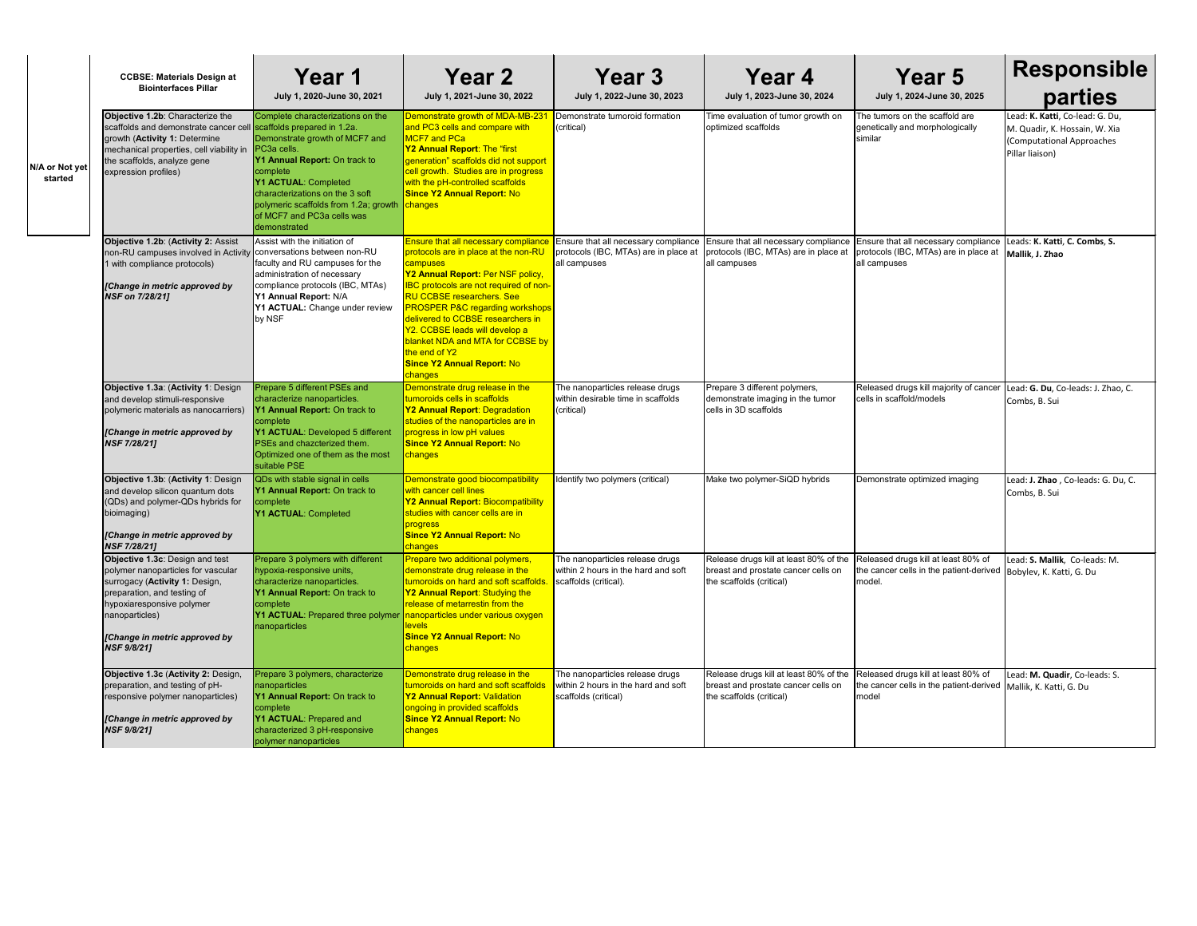| | CCBSE: Materials Design at Biointerfaces Pillar | Year 1<br>July 1, 2020-June 30, 2021 | Year 2<br>July 1, 2021-June 30, 2022 | Year 3<br>July 1, 2022-June 30, 2023 | Year 4<br>July 1, 2023-June 30, 2024 | Year 5<br>July 1, 2024-June 30, 2025 | Responsible parties |
|---|---|---|---|---|---|---|---|
| N/A or Not yet started | **Objective 1.2b**: Characterize the scaffolds and demonstrate cancer cell growth (**Activity 1:** Determine mechanical properties, cell viability in the scaffolds, analyze gene expression profiles) | Complete characterizations on the scaffolds prepared in 1.2a. Demonstrate growth of MCF7 and PC3a cells.<br>**Y1 Annual Report:** On track to complete<br>**Y1 ACTUAL**: Completed characterizations on the 3 soft polymeric scaffolds from 1.2a; growth of MCF7 and PC3a cells was demonstrated | Demonstrate growth of MDA-MB-231 and PC3 cells and compare with MCF7 and PCa<br>**Y2 Annual Report**: The "first generation" scaffolds did not support cell growth. Studies are in progress with the pH-controlled scaffolds<br>**Since Y2 Annual Report:** No changes | Demonstrate tumoroid formation (critical) | Time evaluation of tumor growth on optimized scaffolds | The tumors on the scaffold are genetically and morphologically similar | Lead: **K. Katti**, Co-lead: G. Du, M. Quadir, K. Hossain, W. Xia (Computational Approaches Pillar liaison) |
| | **Objective 1.2b**: (**Activity 2:** Assist non-RU campuses involved in Activity 1 with compliance protocols)<br><br>***[Change in metric approved by NSF on 7/28/21]*** | Assist with the initiation of conversations between non-RU faculty and RU campuses for the administration of necessary compliance protocols (IBC, MTAs)<br>**Y1 Annual Report:** N/A<br>**Y1 ACTUAL:** Change under review by NSF | Ensure that all necessary compliance protocols are in place at the non-RU campuses<br>**Y2 Annual Report:** Per NSF policy, IBC protocols are not required of non-RU CCBSE researchers. See PROSPER P&C regarding workshops delivered to CCBSE researchers in Y2. CCBSE leads will develop a blanket NDA and MTA for CCBSE by the end of Y2<br>**Since Y2 Annual Report:** No changes | Ensure that all necessary compliance protocols (IBC, MTAs) are in place at all campuses | Ensure that all necessary compliance protocols (IBC, MTAs) are in place at all campuses | Ensure that all necessary compliance protocols (IBC, MTAs) are in place at all campuses | Leads: **K. Katti**, **C. Combs**, **S. Mallik**, **J. Zhao** |
| | **Objective 1.3a**: (**Activity 1**: Design and develop stimuli-responsive polymeric materials as nanocarriers)<br><br>***[Change in metric approved by NSF 7/28/21]*** | Prepare 5 different PSEs and characterize nanoparticles.<br>**Y1 Annual Report:** On track to complete<br>**Y1 ACTUAL:** Developed 5 different PSEs and chazcterized them. Optimized one of them as the most suitable PSE | Demonstrate drug release in the tumoroids cells in scaffolds<br>**Y2 Annual Report**: Degradation studies of the nanoparticles are in progress in low pH values<br>**Since Y2 Annual Report:** No changes | The nanoparticles release drugs within desirable time in scaffolds (critical) | Prepare 3 different polymers, demonstrate imaging in the tumor cells in 3D scaffolds | Released drugs kill majority of cancer cells in scaffold/models | Lead: **G. Du**, Co-leads: J. Zhao, C. Combs, B. Sui |
| | **Objective 1.3b**: (**Activity 1**: Design and develop silicon quantum dots (QDs) and polymer-QDs hybrids for bioimaging)<br><br>***[Change in metric approved by NSF 7/28/21]*** | QDs with stable signal in cells<br>**Y1 Annual Report:** On track to complete<br>**Y1 ACTUAL**: Completed | Demonstrate good biocompatibility with cancer cell lines<br>**Y2 Annual Report:** Biocompatibility studies with cancer cells are in progress<br>**Since Y2 Annual Report:** No changes | Identify two polymers (critical) | Make two polymer-SiQD hybrids | Demonstrate optimized imaging | Lead: **J. Zhao** , Co-leads: G. Du, C. Combs, B. Sui |
| | **Objective 1.3c**: Design and test polymer nanoparticles for vascular surrogacy (**Activity 1:** Design, preparation, and testing of hypoxiaresponsive polymer nanoparticles)<br><br>***[Change in metric approved by NSF 9/8/21]*** | Prepare 3 polymers with different hypoxia-responsive units, characterize nanoparticles.<br>**Y1 Annual Report:** On track to complete<br>**Y1 ACTUAL**: Prepared three polymer nanoparticles | Prepare two additional polymers, demonstrate drug release in the tumoroids on hard and soft scaffolds.<br>**Y2 Annual Report**: Studying the release of metarrestin from the nanoparticles under various oxygen levels<br>**Since Y2 Annual Report:** No changes | The nanoparticles release drugs within 2 hours in the hard and soft scaffolds (critical). | Release drugs kill at least 80% of the breast and prostate cancer cells on the scaffolds (critical) | Released drugs kill at least 80% of the cancer cells in the patient-derived model. | Lead: **S. Mallik**, Co-leads: M. Bobylev, K. Katti, G. Du |
| | **Objective 1.3c** (**Activity 2:** Design, preparation, and testing of pH-responsive polymer nanoparticles)<br><br>***[Change in metric approved by NSF 9/8/21]*** | Prepare 3 polymers, characterize nanoparticles<br>**Y1 Annual Report:** On track to complete<br>**Y1 ACTUAL**: Prepared and characterized 3 pH-responsive polymer nanoparticles | Demonstrate drug release in the tumoroids on hard and soft scaffolds<br>**Y2 Annual Report:** Validation ongoing in provided scaffolds<br>**Since Y2 Annual Report:** No changes | The nanoparticles release drugs within 2 hours in the hard and soft scaffolds (critical) | Release drugs kill at least 80% of the breast and prostate cancer cells on the scaffolds (critical) | Released drugs kill at least 80% of the cancer cells in the patient-derived model | Lead: **M. Quadir**, Co-leads: S. Mallik, K. Katti, G. Du |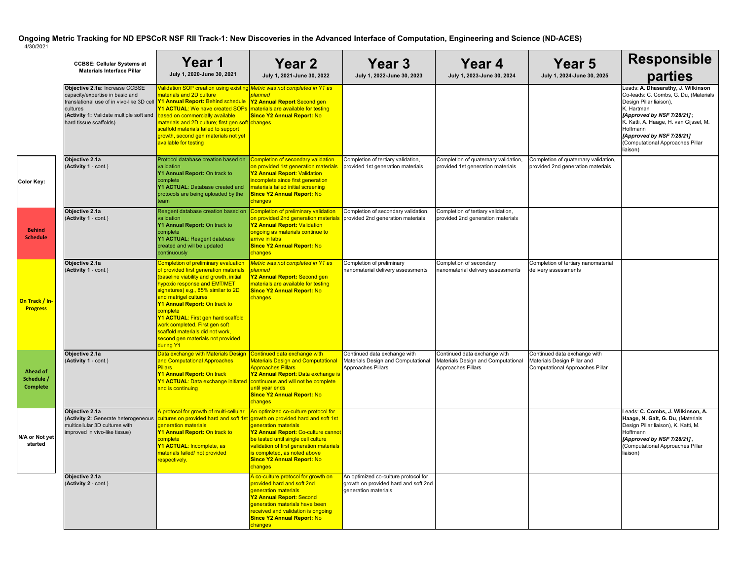## Ongoing Metric Tracking for ND EPSCoR NSF RII Track-1: New Discoveries in the Advanced Interface of Computation, Engineering and Science (ND-ACES)

4/30/2021

| Color Key: |
|---|
| Behind Schedule |
| On Track / In-Progress |
| Ahead of Schedule / Complete |
| N/A or Not yet started |

| CCBSE: Cellular Systems at Materials Interface Pillar | Year 1<br>July 1, 2020-June 30, 2021 | Year 2<br>July 1, 2021-June 30, 2022 | Year 3<br>July 1, 2022-June 30, 2023 | Year 4<br>July 1, 2023-June 30, 2024 | Year 5<br>July 1, 2024-June 30, 2025 | Responsible parties |
|---|---|---|---|---|---|---|
| **Objective 2.1a:** Increase CCBSE capacity/expertise in basic and translational use of in vivo-like 3D cell cultures<br>(**Activity 1:** Validate multiple soft and hard tissue scaffolds) | Validation SOP creation using existing materials and 2D culture<br>**Y1 Annual Report:** Behind schedule<br>**Y1 ACTUAL**: We have created SOPs based on commercially available materials and 2D culture; first gen soft scaffold materials failed to support growth, second gen materials not yet available for testing | *Metric was not completed in Y1 as planned*<br>**Y2 Annual Report** Second gen materials are available for testing<br>**Since Y2 Annual Report:** No changes | | | | Leads: **A. Dhasarathy, J. Wilkinson**<br>Co-leads: C. Combs, G. Du, (Materials Design Pillar liaison),<br>K. Hartman<br>***[Approved by NSF 7/28/21]***;<br>K. Katti, A. Haage, H. van Gijssel, M. Hoffmann<br>***[Approved by NSF 7/28/21]***<br>(Computational Approaches Pillar liaison) |
| **Objective 2.1a**<br>(**Activity 1** - cont.) | Protocol database creation based on validation<br>**Y1 Annual Report:** On track to complete<br>**Y1 ACTUAL**: Database created and protocols are being uploaded by the team | Completion of secondary validation on provided 1st generation materials<br>**Y2 Annual Report**: Validation incomplete since first generation materials failed initial screening<br>**Since Y2 Annual Report:** No changes | Completion of tertiary validation, provided 1st generation materials | Completion of quaternary validation, provided 1st generation materials | Completion of quaternary validation, provided 2nd generation materials | |
| **Objective 2.1a**<br>(**Activity 1** - cont.) | Reagent database creation based on validation<br>**Y1 Annual Report:** On track to complete<br>**Y1 ACTUAL**: Reagent database created and will be updated continuously | Completion of preliminary validation on provided 2nd generation materials<br>**Y2 Annual Report:** Validation ongoing as materials continue to arrive in labs<br>**Since Y2 Annual Report:** No changes | Completion of secondary validation, provided 2nd generation materials | Completion of tertiary validation, provided 2nd generation materials | | |
| **Objective 2.1a**<br>(**Activity 1** - cont.) | Completion of preliminary evaluation of provided first generation materials (baseline viability and growth, initial hypoxic response and EMT/MET signatures) e.g., 85% similar to 2D and matrigel cultures<br>**Y1 Annual Report:** On track to complete<br>**Y1 ACTUAL**: First gen hard scaffold work completed. First gen soft scaffold materials did not work, second gen materials not provided during Y1 | *Metric was not completed in Y1 as planned*<br>**Y2 Annual Report:** Second gen materials are available for testing<br>**Since Y2 Annual Report:** No changes | Completion of preliminary nanomaterial delivery assessments | Completion of secondary nanomaterial delivery assessments | Completion of tertiary nanomaterial delivery assessments | |
| **Objective 2.1a**<br>(**Activity 1** - cont.) | Data exchange with Materials Design and Computational Approaches Pillars<br>**Y1 Annual Report:** On track<br>**Y1 ACTUAL**: Data exchange initiated and is continuing | Continued data exchange with Materials Design and Computational Approaches Pillars<br>**Y2 Annual Report:** Data exchange is continuous and will not be complete until year ends<br>**Since Y2 Annual Report:** No changes | Continued data exchange with Materials Design and Computational Approaches Pillars | Continued data exchange with Materials Design and Computational Approaches Pillars | Continued data exchange with Materials Design Pillar and Computational Approaches Pillar | |
| **Objective 2.1a**<br>(**Activity 2:** Generate heterogeneous multicellular 3D cultures with improved in vivo-like tissue) | A protocol for growth of multi-cellular cultures on provided hard and soft 1st generation materials<br>**Y1 Annual Report:** On track to complete<br>**Y1 ACTUAL**: Incomplete, as materials failed/ not provided respectively. | An optimized co-culture protocol for growth on provided hard and soft 1st generation materials<br>**Y2 Annual Report**: Co-culture cannot be tested until single cell culture validation of first generation materials is completed, as noted above<br>**Since Y2 Annual Report:** No changes | | | | Leads: **C. Combs, J. Wilkinson, A. Haage, N. Galt, G. Du**, (Materials Design Pillar liaison), K. Katti, M. Hoffmann<br>***[Approved by NSF 7/28/21]***,<br>(Computational Approaches Pillar liaison) |
| **Objective 2.1a**<br>(**Activity 2** - cont.) | | A co-culture protocol for growth on provided hard and soft 2nd generation materials<br>**Y2 Annual Report**: Second generation materials have been received and validation is ongoing<br>**Since Y2 Annual Report:** No changes | An optimized co-culture protocol for growth on provided hard and soft 2nd generation materials | | | |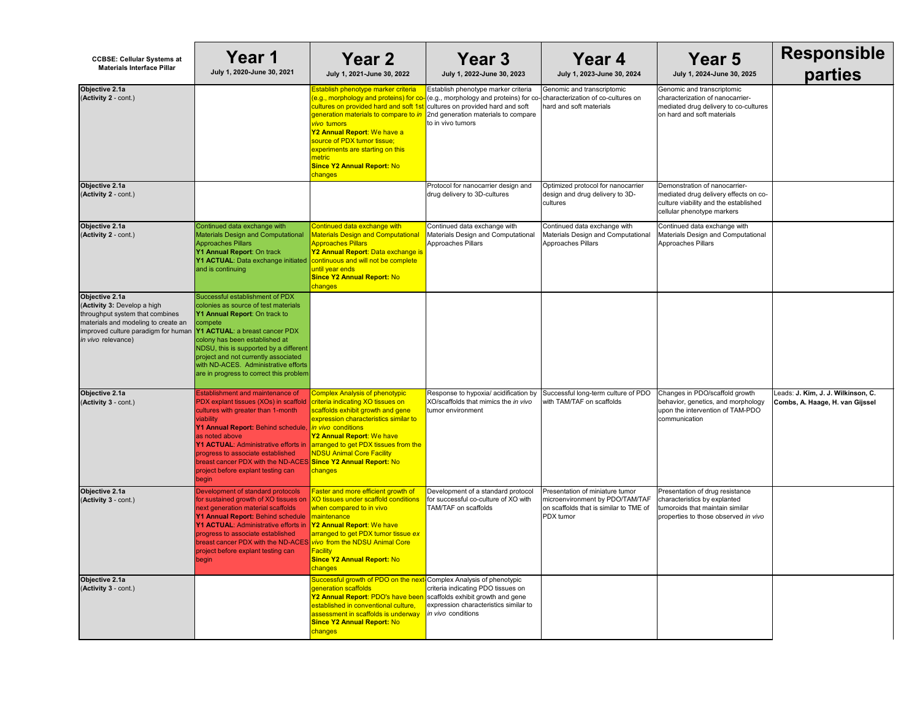| **CCBSE: Cellular Systems at Materials Interface Pillar** | **Year 1** July 1, 2020-June 30, 2021 | **Year 2** July 1, 2021-June 30, 2022 | **Year 3** July 1, 2022-June 30, 2023 | **Year 4** July 1, 2023-June 30, 2024 | **Year 5** July 1, 2024-June 30, 2025 | **Responsible parties** |
|---|---|---|---|---|---|---|
| **Objective 2.1a** (**Activity 2** - cont.) | | Establish phenotype marker criteria (e.g., morphology and proteins) for co-cultures on provided hard and soft 1st generation materials to compare to *in vivo* tumors **Y2 Annual Report**: We have a source of PDX tumor tissue; experiments are starting on this metric **Since Y2 Annual Report:** No changes | Establish phenotype marker criteria (e.g., morphology and proteins) for co-cultures on provided hard and soft 2nd generation materials to compare to in vivo tumors | Genomic and transcriptomic characterization of co-cultures on hard and soft materials | Genomic and transcriptomic characterization of nanocarrier-mediated drug delivery to co-cultures on hard and soft materials | |
| **Objective 2.1a** (**Activity 2** - cont.) | | | Protocol for nanocarrier design and drug delivery to 3D-cultures | Optimized protocol for nanocarrier design and drug delivery to 3D-cultures | Demonstration of nanocarrier-mediated drug delivery effects on co-culture viability and the established cellular phenotype markers | |
| **Objective 2.1a** (**Activity 2** - cont.) | Continued data exchange with Materials Design and Computational Approaches Pillars **Y1 Annual Report**: On track **Y1 ACTUAL**: Data exchange initiated and is continuing | Continued data exchange with Materials Design and Computational Approaches Pillars **Y2 Annual Report**: Data exchange is continuous and will not be complete until year ends **Since Y2 Annual Report:** No changes | Continued data exchange with Materials Design and Computational Approaches Pillars | Continued data exchange with Materials Design and Computational Approaches Pillars | Continued data exchange with Materials Design and Computational Approaches Pillars | |
| **Objective 2.1a** (**Activity 3:** Develop a high throughput system that combines materials and modeling to create an improved culture paradigm for human *in vivo* relevance) | Successful establishment of PDX colonies as source of test materials **Y1 Annual Report**: On track to compete **Y1 ACTUAL**: a breast cancer PDX colony has been established at NDSU, this is supported by a different project and not currently associated with ND-ACES. Administrative efforts are in progress to correct this problem | | | | | |
| **Objective 2.1a** (**Activity 3** - cont.) | Establishment and maintenance of PDX explant tissues (XOs) in scaffold cultures with greater than 1-month viability **Y1 Annual Report:** Behind schedule, as noted above **Y1 ACTUAL**: Administrative efforts in progress to associate established breast cancer PDX with the ND-ACES project before explant testing can begin | Complex Analysis of phenotypic criteria indicating XO tissues on scaffolds exhibit growth and gene expression characteristics similar to *in vivo* conditions **Y2 Annual Report**: We have arranged to get PDX tissues from the NDSU Animal Core Facility **Since Y2 Annual Report:** No changes | Response to hypoxia/ acidification by XO/scaffolds that mimics the *in vivo* tumor environment | Successful long-term culture of PDO with TAM/TAF on scaffolds | Changes in PDO/scaffold growth behavior, genetics, and morphology upon the intervention of TAM-PDO communication | Leads: **J. Kim, J. J. Wilkinson, C. Combs, A. Haage, H. van Gijssel** |
| **Objective 2.1a** (**Activity 3** - cont.) | Development of standard protocols for sustained growth of XO tissues on next generation material scaffolds **Y1 Annual Report:** Behind schedule **Y1 ACTUAL**: Administrative efforts in progress to associate established breast cancer PDX with the ND-ACES project before explant testing can begin | Faster and more efficient growth of XO tissues under scaffold conditions when compared to in vivo maintenance **Y2 Annual Report**: We have arranged to get PDX tumor tissue *ex vivo* from the NDSU Animal Core Facility **Since Y2 Annual Report:** No changes | Development of a standard protocol for successful co-culture of XO with TAM/TAF on scaffolds | Presentation of miniature tumor microenvironment by PDO/TAM/TAF on scaffolds that is similar to TME of PDX tumor | Presentation of drug resistance characteristics by explanted tumoroids that maintain similar properties to those observed *in vivo* | |
| **Objective 2.1a** (**Activity 3** - cont.) | | Successful growth of PDO on the next-generation scaffolds **Y2 Annual Report**: PDO's have been established in conventional culture, assessment in scaffolds is underway **Since Y2 Annual Report:** No changes | Complex Analysis of phenotypic criteria indicating PDO tissues on scaffolds exhibit growth and gene expression characteristics similar to *in vivo* conditions | | | |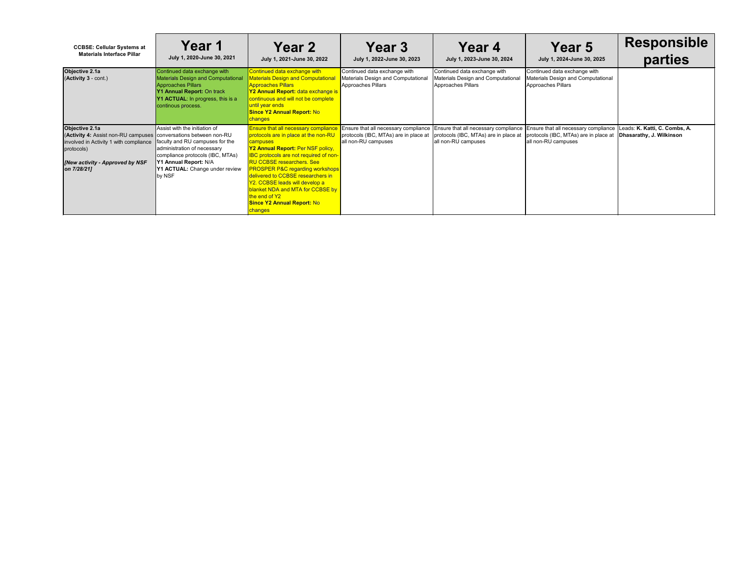| **CCBSE: Cellular Systems at Materials Interface Pillar** | **Year 1** July 1, 2020-June 30, 2021 | **Year 2** July 1, 2021-June 30, 2022 | **Year 3** July 1, 2022-June 30, 2023 | **Year 4** July 1, 2023-June 30, 2024 | **Year 5** July 1, 2024-June 30, 2025 | **Responsible parties** |
|---|---|---|---|---|---|---|
| **Objective 2.1a** (**Activity 3** - cont.) | Continued data exchange with Materials Design and Computational Approaches Pillars **Y1 Annual Report:** On track **Y1 ACTUAL**: In progress, this is a continous process. | Continued data exchange with Materials Design and Computational Approaches Pillars **Y2 Annual Report:** data exchange is continuous and will not be complete until year ends **Since Y2 Annual Report:** No changes | Continued data exchange with Materials Design and Computational Approaches Pillars | Continued data exchange with Materials Design and Computational Approaches Pillars | Continued data exchange with Materials Design and Computational Approaches Pillars | |
| **Objective 2.1a** (**Activity 4:** Assist non-RU campuses involved in Activity 1 with compliance protocols) ***[New activity - Approved by NSF on 7/28/21]*** | Assist with the initiation of conversations between non-RU faculty and RU campuses for the administration of necessary compliance protocols (IBC, MTAs) **Y1 Annual Report:** N/A **Y1 ACTUAL:** Change under review by NSF | Ensure that all necessary compliance protocols are in place at the non-RU campuses **Y2 Annual Report:** Per NSF policy, IBC protocols are not required of non-RU CCBSE researchers. See PROSPER P&C regarding workshops delivered to CCBSE researchers in Y2. CCBSE leads will develop a blanket NDA and MTA for CCBSE by the end of Y2 **Since Y2 Annual Report:** No changes | Ensure that all necessary compliance protocols (IBC, MTAs) are in place at all non-RU campuses | Ensure that all necessary compliance protocols (IBC, MTAs) are in place at all non-RU campuses | Ensure that all necessary compliance protocols (IBC, MTAs) are in place at all non-RU campuses | Leads: **K. Katti, C. Combs, A. Dhasarathy, J. Wilkinson** |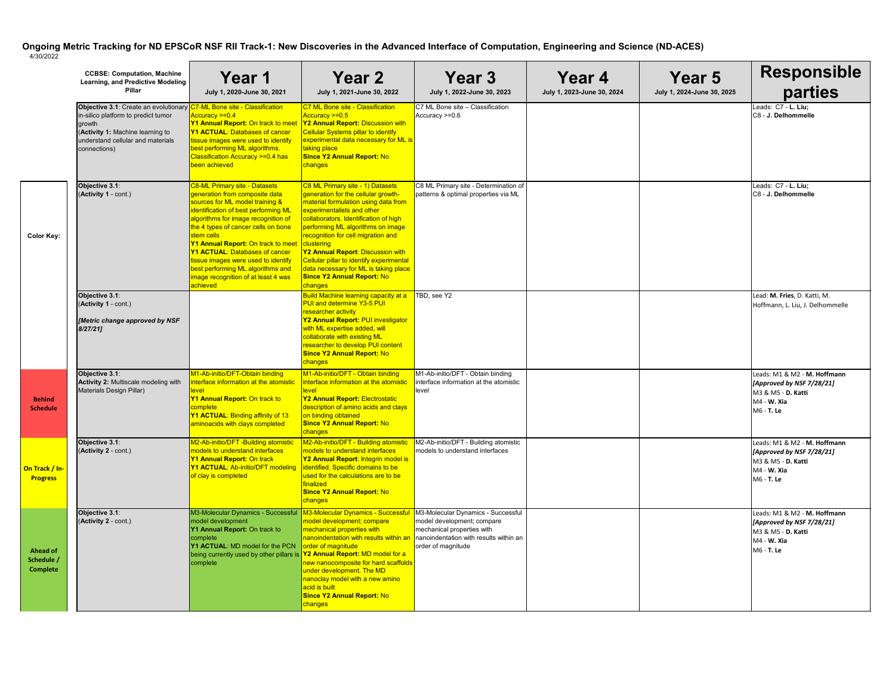**Ongoing Metric Tracking for ND EPSCoR NSF RII Track-1: New Discoveries in the Advanced Interface of Computation, Engineering and Science (ND-ACES)**

4/30/2022

| CCBSE: Computation, Machine Learning, and Predictive Modeling Pillar | Year 1<br>July 1, 2020-June 30, 2021 | Year 2<br>July 1, 2021-June 30, 2022 | Year 3<br>July 1, 2022-June 30, 2023 | Year 4<br>July 1, 2023-June 30, 2024 | Year 5<br>July 1, 2024-June 30, 2025 | Responsible parties |
|---|---|---|---|---|---|---|
| **Objective 3.1**: Create an evolutionary in-silico platform to predict tumor growth<br>(**Activity 1:** Machine learning to understand cellular and materials connections) | C7-ML Bone site - Classification Accuracy >=0.4<br>**Y1 Annual Report:** On track to meet<br>**Y1 ACTUAL:** Databases of cancer tissue images were used to identify best performing ML algorithms. Classification Accuracy >=0.4 has been achieved | C7 ML Bone site - Classification Accuracy >=0.5<br>**Y2 Annual Report:** Discussion with Cellular Systems pillar to identify experimental data necessary for ML is taking place<br>**Since Y2 Annual Report:** No changes | C7 ML Bone site – Classification Accuracy >=0.6 | | | Leads: C7 - **L. Liu;**<br>C8 - **J. Delhommelle** |
| **Objective 3.1**:<br>(**Activity 1** - cont.) | C8-ML Primary site - Datasets generation from composite data sources for ML model training & identification of best performing ML algorithms for image recognition of the 4 types of cancer cells on bone stem cells<br>**Y1 Annual Report:** On track to meet<br>**Y1 ACTUAL**: Databases of cancer tissue images were used to identify best performing ML algorithms and image recognition of at least 4 was achieved | C8 ML Primary site - 1) Datasets generation for the cellular growth-material formulation using data from experimentalists and other collaborators. Identification of high performing ML algorithms on image recognition for cell migration and clustering<br>**Y2 Annual Report**: Discussion with Cellular pillar to identify experimental data necessary for ML is taking place<br>**Since Y2 Annual Report:** No changes | C8 ML Primary site - Determination of patterns & optimal properties via ML | | | Leads: C7 - **L. Liu;**<br>C8 - **J. Delhommelle** |
| **Objective 3.1**:<br>(**Activity 1** - cont.)<br>***[Metric change approved by NSF 8/27/21]*** | | Build Machine learning capacity at a PUI and determine Y3-5 PUI researcher activity<br>**Y2 Annual Report:** PUI investigator with ML expertise added, will collaborate with existing ML researcher to develop PUI content<br>**Since Y2 Annual Report:** No changes | TBD, see Y2 | | | Lead: **M. Fries**, D. Katti, M. Hoffmann, L. Liu, J. Delhommelle |
| **Objective 3.1**:<br>**Activity 2:** Multiscale modeling with Materials Design Pillar) | M1-Ab-initio/DFT-Obtain binding interface information at the atomistic level<br>**Y1 Annual Report:** On track to complete<br>**Y1 ACTUAL**: Binding affinity of 13 aminoacids with clays completed | M1-Ab-initio/DFT - Obtain binding interface information at the atomistic level<br>**Y2 Annual Report:** Electrostatic description of amino acids and clays on binding obtained<br>**Since Y2 Annual Report:** No changes | M1-Ab-initio/DFT - Obtain binding interface information at the atomistic level | | | Leads: M1 & M2 - **M. Hoffmann**<br>***[Approved by NSF 7/28/21]***<br>M3 & M5 - **D. Katti**<br>M4 - **W. Xia**<br>M6 - **T. Le** |
| **Objective 3.1**:<br>(**Activity 2** - cont.) | M2-Ab-initio/DFT -Building atomistic models to understand interfaces<br>**Y1 Annual Report:** On track<br>**Y1 ACTUAL:** Ab-initio/DFT modeling of clay is completed | M2-Ab-initio/DFT - Building atomistic models to understand interfaces<br>**Y2 Annual Report**: Integrin model is identified. Specific domains to be used for the calculations are to be finalized<br>**Since Y2 Annual Report:** No changes | M2-Ab-initio/DFT - Building atomistic models to understand interfaces | | | Leads: M1 & M2 - **M. Hoffmann**<br>***[Approved by NSF 7/28/21]***<br>M3 & M5 - **D. Katti**<br>M4 - **W. Xia**<br>M6 - **T. Le** |
| **Objective 3.1**:<br>(**Activity 2** - cont.) | M3-Molecular Dynamics - Successful model development<br>**Y1 Annual Report:** On track to complete<br>**Y1 ACTUAL**: MD model for the PCN being currently used by other pillars is complete | M3-Molecular Dynamics - Successful model development; compare mechanical properties with nanoindentation with results within an order of magnitude<br>**Y2 Annual Report:** MD model for a new nanocomposite for hard scaffolds under development. The MD nanoclay model with a new amino acid is built<br>**Since Y2 Annual Report:** No changes | M3-Molecular Dynamics - Successful model development; compare mechanical properties with nanoindentation with results within an order of magnitude | | | Leads: M1 & M2 - **M. Hoffmann**<br>***[Approved by NSF 7/28/21]***<br>M3 & M5 - **D. Katti**<br>M4 - **W. Xia**<br>M6 - **T. Le** |

**Color Key:**

| Color Key |
|---|
| **Behind Schedule** (red) |
| **On Track / In-Progress** (yellow) |
| **Ahead of Schedule / Complete** (green) |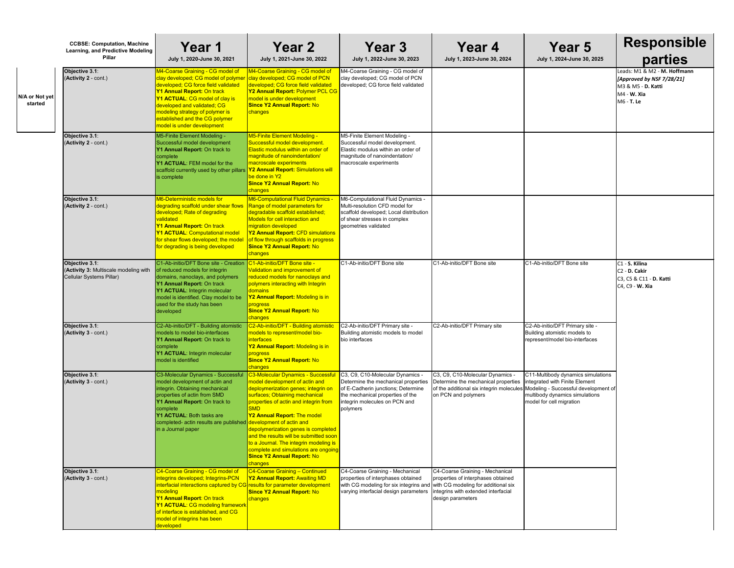| N/A or Not yet started | CCBSE: Computation, Machine Learning, and Predictive Modeling Pillar | Year 1<br>July 1, 2020-June 30, 2021 | Year 2<br>July 1, 2021-June 30, 2022 | Year 3<br>July 1, 2022-June 30, 2023 | Year 4<br>July 1, 2023-June 30, 2024 | Year 5<br>July 1, 2024-June 30, 2025 | Responsible parties |
|---|---|---|---|---|---|---|---|
| | **Objective 3.1**:<br>(**Activity 2** - cont.) | M4-Coarse Graining - CG model of clay developed; CG model of polymer developed; CG force field validated<br>**Y1 Annual Report:** On track<br>**Y1 ACTUAL**: CG model of clay is developed and validated; CG modeling strategy of polymer is established and the CG polymer model is under development | M4-Coarse Graining - CG model of clay developed; CG model of PCN developed; CG force field validated<br>**Y2 Annual Report:** Polymer PCL CG model is under development<br>**Since Y2 Annual Report:** No changes | M4-Coarse Graining - CG model of clay developed; CG model of PCN developed; CG force field validated | | | Leads: M1 & M2 - **M. Hoffmann**<br>***[Approved by NSF 7/28/21]***<br>M3 & M5 - **D. Katti**<br>M4 - **W. Xia**<br>M6 - **T. Le** |
| | **Objective 3.1**:<br>(**Activity 2** - cont.) | M5-Finite Element Modeling - Successful model development<br>**Y1 Annual Report:** On track to complete<br>**Y1 ACTUAL**: FEM model for the scaffold currently used by other pillars is complete | M5-Finite Element Modeling - Successful model development. Elastic modulus within an order of magnitude of nanoindentation/ macroscale experiments<br>**Y2 Annual Report:** Simulations will be done in Y2<br>**Since Y2 Annual Report:** No changes | M5-Finite Element Modeling - Successful model development. Elastic modulus within an order of magnitude of nanoindentation/ macroscale experiments | | | |
| | **Objective 3.1**:<br>(**Activity 2** - cont.) | M6-Deterministic models for degrading scaffold under shear flows developed; Rate of degrading validated<br>**Y1 Annual Report:** On track<br>**Y1 ACTUAL**: Computational model for shear flows developed; the model for degrading is being developed | M6-Computational Fluid Dynamics - Range of model parameters for degradable scaffold established; Models for cell interaction and migration developed<br>**Y2 Annual Report:** CFD simulations of flow through scaffolds in progress<br>**Since Y2 Annual Report:** No changes | M6-Computational Fluid Dynamics - Multi-resolution CFD model for scaffold developed; Local distribution of shear stresses in complex geometries validated | | | |
| | **Objective 3.1**:<br>(**Activity 3:** Multiscale modeling with Cellular Systems Pillar) | C1-Ab-initio/DFT Bone site - Creation of reduced models for integrin domains, nanoclays, and polymers<br>**Y1 Annual Report:** On track<br>**Y1 ACTUAL**: Integrin molecular model is identified. Clay model to be used for the study has been developed | C1-Ab-initio/DFT Bone site - Validation and improvement of reduced models for nanoclays and polymers interacting with Integrin domains<br>**Y2 Annual Report:** Modeling is in progress<br>**Since Y2 Annual Report:** No changes | C1-Ab-initio/DFT Bone site | C1-Ab-initio/DFT Bone site | C1-Ab-initio/DFT Bone site | C1 - **S. Kilina**<br>C2 - **D. Cakir**<br>C3, C5 & C11 - **D. Katti**<br>C4, C9 - **W. Xia** |
| | **Objective 3.1**:<br>(**Activity 3** - cont.) | C2-Ab-initio/DFT - Building atomistic models to model bio-interfaces<br>**Y1 Annual Report:** On track to complete<br>**Y1 ACTUAL**: Integrin molecular model is identified | C2-Ab-initio/DFT - Building atomistic models to represent/model bio-interfaces<br>**Y2 Annual Report:** Modeling is in progress<br>**Since Y2 Annual Report:** No changes | C2-Ab-initio/DFT Primary site - Building atomistic models to model bio interfaces | C2-Ab-initio/DFT Primary site | C2-Ab-initio/DFT Primary site - Building atomistic models to represent/model bio-interfaces | |
| | **Objective 3.1**:<br>(**Activity 3** - cont.) | C3-Molecular Dynamics - Successful model development of actin and integrin. Obtaining mechanical properties of actin from SMD<br>**Y1 Annual Report:** On track to complete<br>**Y1 ACTUAL**: Both tasks are completed- actin results are published in a Journal paper | C3-Molecular Dynamics - Successful model development of actin and deploymerization genes; integrin on surfaces; Obtaining mechanical properties of actin and integrin from SMD<br>**Y2 Annual Report:** The model development of actin and depolymerization genes is completed and the results will be submitted soon to a Journal. The integrin modeling is complete and simulations are ongoing<br>**Since Y2 Annual Report:** No changes | C3, C9, C10-Molecular Dynamics - Determine the mechanical properties of E-Cadherin junctions; Determine the mechanical properties of the integrin molecules on PCN and polymers | C3, C9, C10-Molecular Dynamics - Determine the mechanical properties of the additional six integrin molecules on PCN and polymers | C11-Multibody dynamics simulations integrated with Finite Element Modeling - Successful development of multibody dynamics simulations model for cell migration | |
| | **Objective 3.1**:<br>(**Activity 3** - cont.) | C4-Coarse Graining - CG model of integrins developed; Integrins-PCN interfacial interactions captured by CG modeling<br>**Y1 Annual Report**: On track<br>**Y1 ACTUAL**: CG modeling framework of interface is established, and CG model of integrins has been developed | C4-Coarse Graining – Continued<br>**Y2 Annual Report:** Awaiting MD results for parameter development<br>**Since Y2 Annual Report:** No changes | C4-Coarse Graining - Mechanical properties of interphases obtained with CG modeling for six integrins and varying interfacial design parameters | C4-Coarse Graining - Mechanical properties of interphases obtained with CG modeling for additional six integrins with extended interfacial design parameters | | |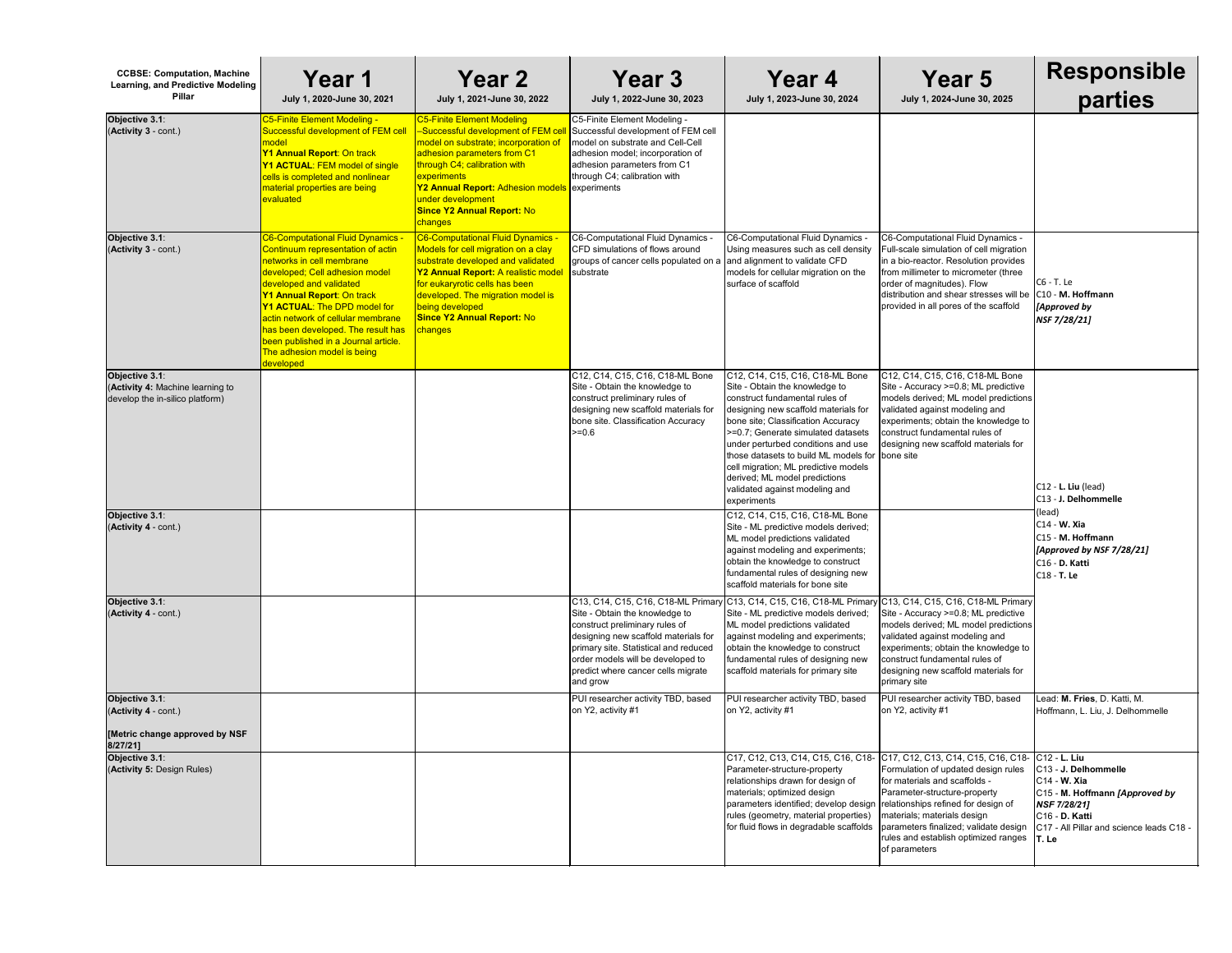| CCBSE: Computation, Machine Learning, and Predictive Modeling Pillar | Year 1<br>July 1, 2020-June 30, 2021 | Year 2<br>July 1, 2021-June 30, 2022 | Year 3<br>July 1, 2022-June 30, 2023 | Year 4<br>July 1, 2023-June 30, 2024 | Year 5<br>July 1, 2024-June 30, 2025 | Responsible parties |
|---|---|---|---|---|---|---|
| **Objective 3.1**:<br>(**Activity 3** - cont.) | C5-Finite Element Modeling - Successful development of FEM cell model<br>**Y1 Annual Report**: On track<br>**Y1 ACTUAL**: FEM model of single cells is completed and nonlinear material properties are being evaluated | C5-Finite Element Modeling –Successful development of FEM cell model on substrate; incorporation of adhesion parameters from C1 through C4; calibration with experiments<br>**Y2 Annual Report:** Adhesion models under development<br>**Since Y2 Annual Report:** No changes | C5-Finite Element Modeling - Successful development of FEM cell model on substrate and Cell-Cell adhesion model; incorporation of adhesion parameters from C1 through C4; calibration with experiments | | | |
| **Objective 3.1**:<br>(**Activity 3** - cont.) | C6-Computational Fluid Dynamics - Continuum representation of actin networks in cell membrane developed; Cell adhesion model developed and validated<br>**Y1 Annual Report**: On track<br>**Y1 ACTUAL**: The DPD model for actin network of cellular membrane has been developed. The result has been published in a Journal article. The adhesion model is being developed | C6-Computational Fluid Dynamics - Models for cell migration on a clay substrate developed and validated<br>**Y2 Annual Report:** A realistic model for eukaryrotic cells has been developed. The migration model is being developed<br>**Since Y2 Annual Report:** No changes | C6-Computational Fluid Dynamics - CFD simulations of flows around groups of cancer cells populated on a substrate | C6-Computational Fluid Dynamics - Using measures such as cell density and alignment to validate CFD models for cellular migration on the surface of scaffold | C6-Computational Fluid Dynamics - Full-scale simulation of cell migration in a bio-reactor. Resolution provides from millimeter to micrometer (three order of magnitudes). Flow distribution and shear stresses will be provided in all pores of the scaffold | C6 - T. Le<br>C10 - **M. Hoffmann** ***[Approved by NSF 7/28/21]*** |
| **Objective 3.1**:<br>(**Activity 4:** Machine learning to develop the in-silico platform) | | | C12, C14, C15, C16, C18-ML Bone Site - Obtain the knowledge to construct preliminary rules of designing new scaffold materials for bone site. Classification Accuracy >=0.6 | C12, C14, C15, C16, C18-ML Bone Site - Obtain the knowledge to construct fundamental rules of designing new scaffold materials for bone site; Classification Accuracy >=0.7; Generate simulated datasets under perturbed conditions and use those datasets to build ML models for cell migration; ML predictive models derived; ML model predictions validated against modeling and experiments | C12, C14, C15, C16, C18-ML Bone Site - Accuracy >=0.8; ML predictive models derived; ML model predictions validated against modeling and experiments; obtain the knowledge to construct fundamental rules of designing new scaffold materials for bone site | C12 - **L. Liu** (lead)<br>C13 - **J. Delhommelle** (lead)<br>C14 - **W. Xia**<br>C15 - **M. Hoffmann** ***[Approved by NSF 7/28/21]***<br>C16 - **D. Katti**<br>C18 - **T. Le** |
| **Objective 3.1**:<br>(**Activity 4** - cont.) | | | | C12, C14, C15, C16, C18-ML Bone Site - ML predictive models derived; ML model predictions validated against modeling and experiments; obtain the knowledge to construct fundamental rules of designing new scaffold materials for bone site | | |
| **Objective 3.1**:<br>(**Activity 4** - cont.) | | | C13, C14, C15, C16, C18-ML Primary Site - Obtain the knowledge to construct preliminary rules of designing new scaffold materials for primary site. Statistical and reduced order models will be developed to predict where cancer cells migrate and grow | C13, C14, C15, C16, C18-ML Primary Site - ML predictive models derived; ML model predictions validated against modeling and experiments; obtain the knowledge to construct fundamental rules of designing new scaffold materials for primary site | C13, C14, C15, C16, C18-ML Primary Site - Accuracy >=0.8; ML predictive models derived; ML model predictions validated against modeling and experiments; obtain the knowledge to construct fundamental rules of designing new scaffold materials for primary site | |
| **Objective 3.1**:<br>(**Activity 4** - cont.)<br>**[Metric change approved by NSF 8/27/21]** | | | PUI researcher activity TBD, based on Y2, activity #1 | PUI researcher activity TBD, based on Y2, activity #1 | PUI researcher activity TBD, based on Y2, activity #1 | Lead: **M. Fries**, D. Katti, M. Hoffmann, L. Liu, J. Delhommelle |
| **Objective 3.1**:<br>(**Activity 5:** Design Rules) | | | | C17, C12, C13, C14, C15, C16, C18-Parameter-structure-property relationships drawn for design of materials; optimized design parameters identified; develop design rules (geometry, material properties) for fluid flows in degradable scaffolds | C17, C12, C13, C14, C15, C16, C18-Formulation of updated design rules for materials and scaffolds - Parameter-structure-property relationships refined for design of materials; materials design parameters finalized; validate design rules and establish optimized ranges of parameters | C12 - **L. Liu**<br>C13 - **J. Delhommelle**<br>C14 - **W. Xia**<br>C15 - **M. Hoffmann** ***[Approved by NSF 7/28/21]***<br>C16 - **D. Katti**<br>C17 - All Pillar and science leads C18 - **T. Le** |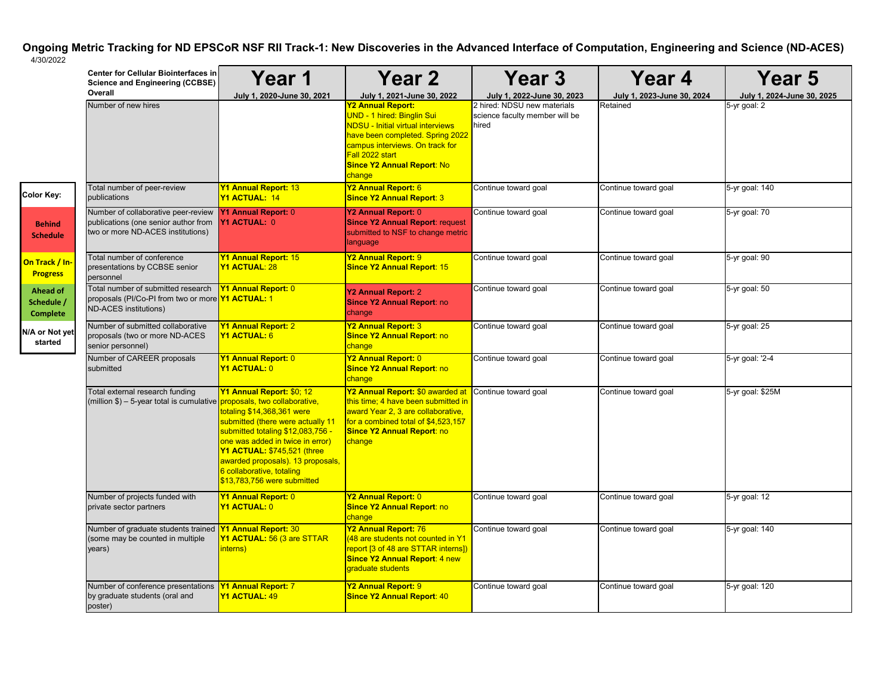# Ongoing Metric Tracking for ND EPSCoR NSF RII Track-1: New Discoveries in the Advanced Interface of Computation, Engineering and Science (ND-ACES)

4/30/2022

**Color Key:**

| Color Key: |
|---|
| Behind Schedule |
| On Track / In-Progress |
| Ahead of Schedule / Complete |
| N/A or Not yet started |

| Center for Cellular Biointerfaces in Science and Engineering (CCBSE) Overall | Year 1 July 1, 2020-June 30, 2021 | Year 2 July 1, 2021-June 30, 2022 | Year 3 July 1, 2022-June 30, 2023 | Year 4 July 1, 2023-June 30, 2024 | Year 5 July 1, 2024-June 30, 2025 |
|---|---|---|---|---|---|
| Number of new hires | | **Y2 Annual Report:** UND - 1 hired: Binglin Sui NDSU - Initial virtual interviews have been completed. Spring 2022 campus interviews. On track for Fall 2022 start **Since Y2 Annual Report**: No change | 2 hired: NDSU new materials science faculty member will be hired | Retained | 5-yr goal: 2 |
| Total number of peer-review publications | **Y1 Annual Report:** 13 **Y1 ACTUAL:** 14 | **Y2 Annual Report:** 6 **Since Y2 Annual Report**: 3 | Continue toward goal | Continue toward goal | 5-yr goal: 140 |
| Number of collaborative peer-review publications (one senior author from two or more ND-ACES institutions) | **Y1 Annual Report:** 0 **Y1 ACTUAL:** 0 | **Y2 Annual Report:** 0 **Since Y2 Annual Report**: request submitted to NSF to change metric language | Continue toward goal | Continue toward goal | 5-yr goal: 70 |
| Total number of conference presentations by CCBSE senior personnel | **Y1 Annual Report:** 15 **Y1 ACTUAL**: 28 | **Y2 Annual Report:** 9 **Since Y2 Annual Report**: 15 | Continue toward goal | Continue toward goal | 5-yr goal: 90 |
| Total number of submitted research proposals (PI/Co-PI from two or more ND-ACES institutions) | **Y1 Annual Report:** 0 **Y1 ACTUAL:** 1 | **Y2 Annual Report:** 2 **Since Y2 Annual Report**: no change | Continue toward goal | Continue toward goal | 5-yr goal: 50 |
| Number of submitted collaborative proposals (two or more ND-ACES senior personnel) | **Y1 Annual Report:** 2 **Y1 ACTUAL:** 6 | **Y2 Annual Report:** 3 **Since Y2 Annual Report**: no change | Continue toward goal | Continue toward goal | 5-yr goal: 25 |
| Number of CAREER proposals submitted | **Y1 Annual Report:** 0 **Y1 ACTUAL:** 0 | **Y2 Annual Report:** 0 **Since Y2 Annual Report**: no change | Continue toward goal | Continue toward goal | 5-yr goal: '2-4 |
| Total external research funding (million $) – 5-year total is cumulative | **Y1 Annual Report:** $0; 12 proposals, two collaborative, totaling $14,368,361 were submitted (there were actually 11 submitted totaling $12,083,756 - one was added in twice in error) **Y1 ACTUAL:** $745,521 (three awarded proposals). 13 proposals, 6 collaborative, totaling $13,783,756 were submitted | **Y2 Annual Report:** $0 awarded at this time; 4 have been submitted in award Year 2, 3 are collaborative, for a combined total of $4,523,157 **Since Y2 Annual Report**: no change | Continue toward goal | Continue toward goal | 5-yr goal: $25M |
| Number of projects funded with private sector partners | **Y1 Annual Report:** 0 **Y1 ACTUAL:** 0 | **Y2 Annual Report:** 0 **Since Y2 Annual Report**: no change | Continue toward goal | Continue toward goal | 5-yr goal: 12 |
| Number of graduate students trained (some may be counted in multiple years) | **Y1 Annual Report:** 30 **Y1 ACTUAL:** 56 (3 are STTAR interns) | **Y2 Annual Report:** 76 (48 are students not counted in Y1 report [3 of 48 are STTAR interns]) **Since Y2 Annual Report**: 4 new graduate students | Continue toward goal | Continue toward goal | 5-yr goal: 140 |
| Number of conference presentations by graduate students (oral and poster) | **Y1 Annual Report:** 7 **Y1 ACTUAL:** 49 | **Y2 Annual Report:** 9 **Since Y2 Annual Report**: 40 | Continue toward goal | Continue toward goal | 5-yr goal: 120 |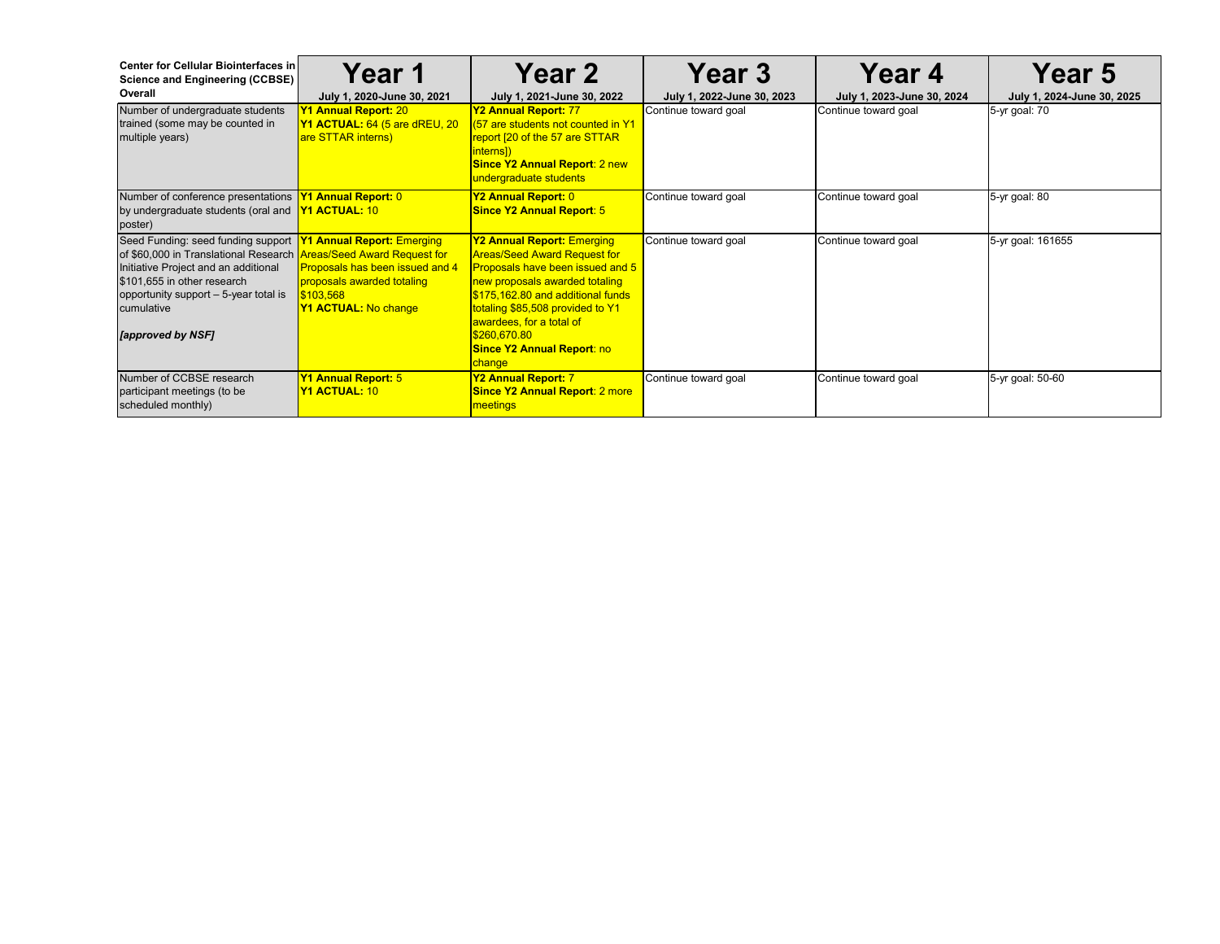| Center for Cellular Biointerfaces in Science and Engineering (CCBSE) Overall | Year 1<br>July 1, 2020-June 30, 2021 | Year 2<br>July 1, 2021-June 30, 2022 | Year 3<br>July 1, 2022-June 30, 2023 | Year 4<br>July 1, 2023-June 30, 2024 | Year 5<br>July 1, 2024-June 30, 2025 |
|---|---|---|---|---|---|
| Number of undergraduate students trained (some may be counted in multiple years) | **Y1 Annual Report:** 20<br>**Y1 ACTUAL:** 64 (5 are dREU, 20 are STTAR interns) | **Y2 Annual Report:** 77<br>(57 are students not counted in Y1 report [20 of the 57 are STTAR interns])<br>**Since Y2 Annual Report**: 2 new undergraduate students | Continue toward goal | Continue toward goal | 5-yr goal: 70 |
| Number of conference presentations by undergraduate students (oral and poster) | **Y1 Annual Report:** 0<br>**Y1 ACTUAL:** 10 | **Y2 Annual Report:** 0<br>**Since Y2 Annual Report**: 5 | Continue toward goal | Continue toward goal | 5-yr goal: 80 |
| Seed Funding: seed funding support of $60,000 in Translational Research Initiative Project and an additional $101,655 in other research opportunity support – 5-year total is cumulative<br><br>***[approved by NSF]*** | **Y1 Annual Report:** Emerging Areas/Seed Award Request for Proposals has been issued and 4 proposals awarded totaling $103,568<br>**Y1 ACTUAL:** No change | **Y2 Annual Report:** Emerging Areas/Seed Award Request for Proposals have been issued and 5 new proposals awarded totaling $175,162.80 and additional funds totaling $85,508 provided to Y1 awardees, for a total of $260,670.80<br>**Since Y2 Annual Report**: no change | Continue toward goal | Continue toward goal | 5-yr goal: 161655 |
| Number of CCBSE research participant meetings (to be scheduled monthly) | **Y1 Annual Report:** 5<br>**Y1 ACTUAL:** 10 | **Y2 Annual Report:** 7<br>**Since Y2 Annual Report**: 2 more meetings | Continue toward goal | Continue toward goal | 5-yr goal: 50-60 |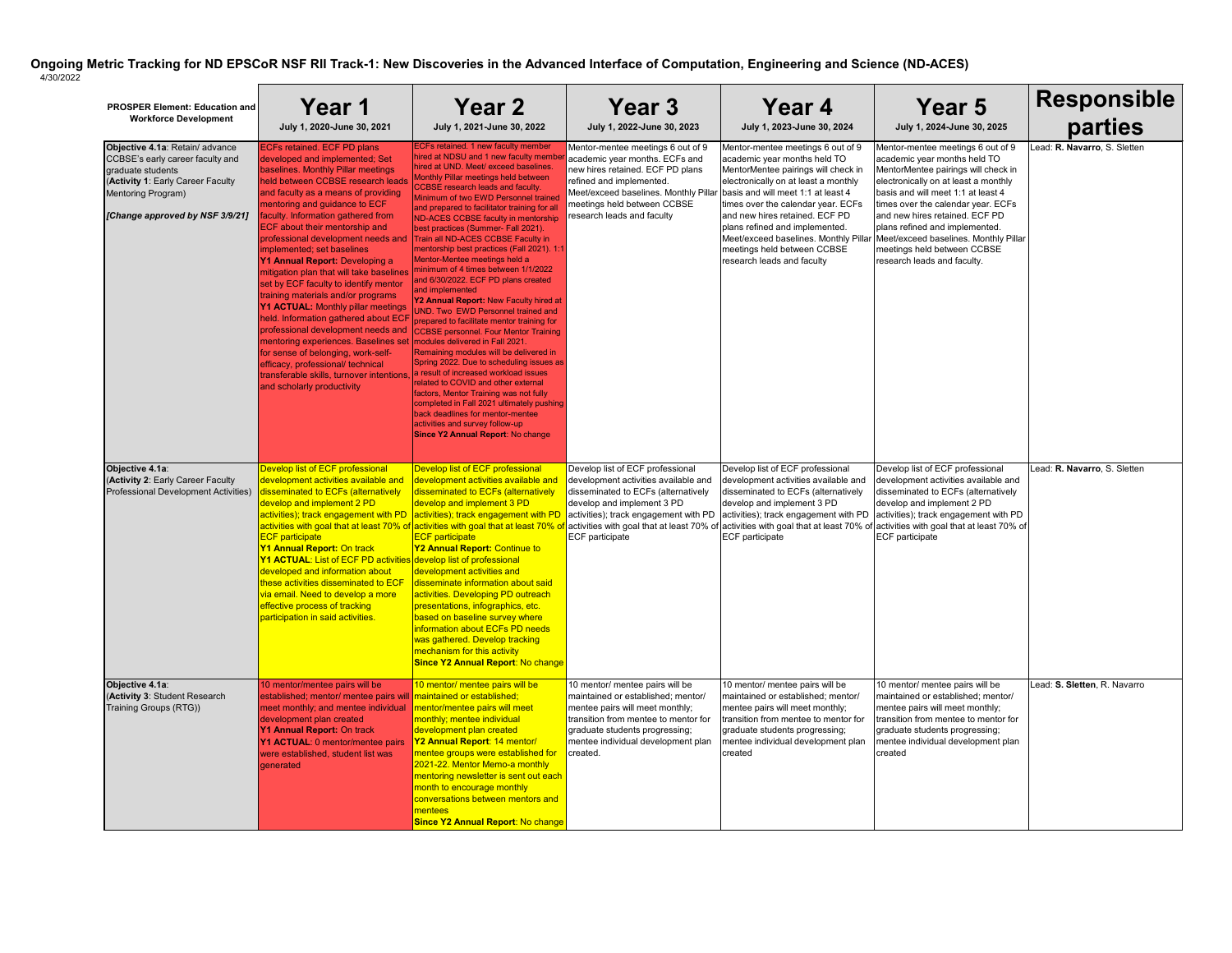**Ongoing Metric Tracking for ND EPSCoR NSF RII Track-1: New Discoveries in the Advanced Interface of Computation, Engineering and Science (ND-ACES)**

4/30/2022

| PROSPER Element: Education and Workforce Development | Year 1<br>July 1, 2020-June 30, 2021 | Year 2<br>July 1, 2021-June 30, 2022 | Year 3<br>July 1, 2022-June 30, 2023 | Year 4<br>July 1, 2023-June 30, 2024 | Year 5<br>July 1, 2024-June 30, 2025 | Responsible parties |
|---|---|---|---|---|---|---|
| **Objective 4.1a**: Retain/ advance CCBSE's early career faculty and graduate students<br>(**Activity 1**: Early Career Faculty Mentoring Program)<br>***[Change approved by NSF 3/9/21]*** | ECFs retained. ECF PD plans developed and implemented; Set baselines. Monthly Pillar meetings held between CCBSE research leads and faculty as a means of providing mentoring and guidance to ECF faculty. Information gathered from ECF about their mentorship and professional development needs and implemented; set baselines<br>**Y1 Annual Report:** Developing a mitigation plan that will take baselines set by ECF faculty to identify mentor training materials and/or programs<br>**Y1 ACTUAL:** Monthly pillar meetings held. Information gathered about ECF professional development needs and mentoring experiences. Baselines set for sense of belonging, work-self-efficacy, professional/ technical transferable skills, turnover intentions, and scholarly productivity | ECFs retained. 1 new faculty member hired at NDSU and 1 new faculty member hired at UND. Meet/ exceed baselines. Monthly Pillar meetings held between CCBSE research leads and faculty. Minimum of two EWD Personnel trained and prepared to facilitator training for all ND-ACES CCBSE faculty in mentorship best practices (Summer- Fall 2021). Train all ND-ACES CCBSE Faculty in mentorship best practices (Fall 2021). 1:1 Mentor-Mentee meetings held a minimum of 4 times between 1/1/2022 and 6/30/2022. ECF PD plans created and implemented<br>**Y2 Annual Report:** New Faculty hired at UND. Two EWD Personnel trained and prepared to facilitate mentor training for CCBSE personnel. Four Mentor Training modules delivered in Fall 2021. Remaining modules will be delivered in Spring 2022. Due to scheduling issues as a result of increased workload issues related to COVID and other external factors, Mentor Training was not fully completed in Fall 2021 ultimately pushing back deadlines for mentor-mentee activities and survey follow-up<br>**Since Y2 Annual Report**: No change | Mentor-mentee meetings 6 out of 9 academic year months. ECFs and new hires retained. ECF PD plans refined and implemented. Meet/exceed baselines. Monthly Pillar meetings held between CCBSE research leads and faculty | Mentor-mentee meetings 6 out of 9 academic year months held TO MentorMentee pairings will check in electronically on at least a monthly basis and will meet 1:1 at least 4 times over the calendar year. ECFs and new hires retained. ECF PD plans refined and implemented. Meet/exceed baselines. Monthly Pillar meetings held between CCBSE research leads and faculty | Mentor-mentee meetings 6 out of 9 academic year months held TO MentorMentee pairings will check in electronically on at least a monthly basis and will meet 1:1 at least 4 times over the calendar year. ECFs and new hires retained. ECF PD plans refined and implemented. Meet/exceed baselines. Monthly Pillar meetings held between CCBSE research leads and faculty. | Lead: **R. Navarro**, S. Sletten |
| **Objective 4.1a**:<br>(**Activity 2**: Early Career Faculty Professional Development Activities) | Develop list of ECF professional development activities available and disseminated to ECFs (alternatively develop and implement 2 PD activities); track engagement with PD activities with goal that at least 70% of ECF participate<br>**Y1 Annual Report:** On track<br>**Y1 ACTUAL**: List of ECF PD activities developed and information about these activities disseminated to ECF via email. Need to develop a more effective process of tracking participation in said activities. | Develop list of ECF professional development activities available and disseminated to ECFs (alternatively develop and implement 3 PD activities); track engagement with PD activities with goal that at least 70% of ECF participate<br>**Y2 Annual Report:** Continue to develop list of professional development activities and disseminate information about said activities. Developing PD outreach presentations, infographics, etc. based on baseline survey where information about ECFs PD needs was gathered. Develop tracking mechanism for this activity<br>**Since Y2 Annual Report**: No change | Develop list of ECF professional development activities available and disseminated to ECFs (alternatively develop and implement 3 PD activities); track engagement with PD activities with goal that at least 70% of ECF participate | Develop list of ECF professional development activities available and disseminated to ECFs (alternatively develop and implement 3 PD activities); track engagement with PD activities with goal that at least 70% of ECF participate | Develop list of ECF professional development activities available and disseminated to ECFs (alternatively develop and implement 2 PD activities); track engagement with PD activities with goal that at least 70% of ECF participate | Lead: **R. Navarro**, S. Sletten |
| **Objective 4.1a**:<br>(**Activity 3**: Student Research Training Groups (RTG)) | 10 mentor/mentee pairs will be established; mentor/ mentee pairs will meet monthly; and mentee individual development plan created<br>**Y1 Annual Report:** On track<br>**Y1 ACTUAL**: 0 mentor/mentee pairs were established, student list was generated | 10 mentor/ mentee pairs will be maintained or established; mentor/mentee pairs will meet monthly; mentee individual development plan created<br>**Y2 Annual Report**: 14 mentor/ mentee groups were established for 2021-22. Mentor Memo-a monthly mentoring newsletter is sent out each month to encourage monthly conversations between mentors and mentees<br>**Since Y2 Annual Report**: No change | 10 mentor/ mentee pairs will be maintained or established; mentor/ mentee pairs will meet monthly; transition from mentee to mentor for graduate students progressing; mentee individual development plan created. | 10 mentor/ mentee pairs will be maintained or established; mentor/ mentee pairs will meet monthly; transition from mentee to mentor for graduate students progressing; mentee individual development plan created | 10 mentor/ mentee pairs will be maintained or established; mentor/ mentee pairs will meet monthly; transition from mentee to mentor for graduate students progressing; mentee individual development plan created | Lead: **S. Sletten**, R. Navarro |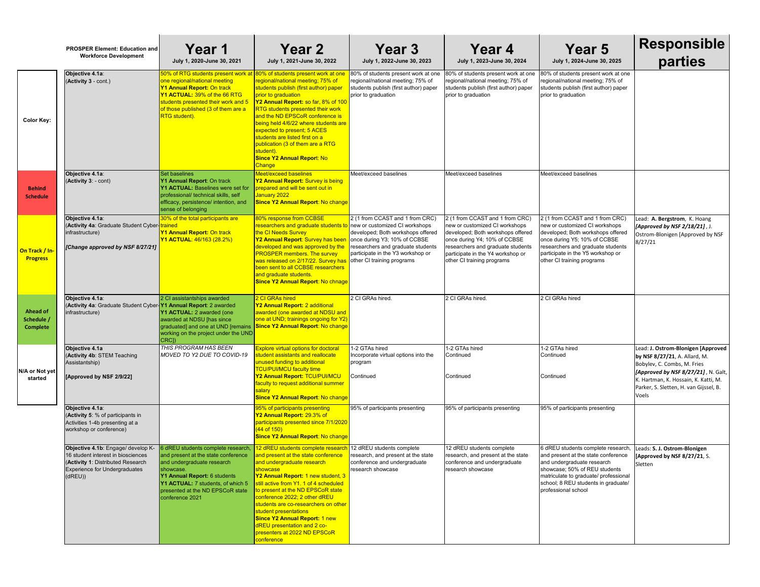| Color Key: |
| --- |
| Behind Schedule |
| On Track / In-Progress |
| Ahead of Schedule / Complete |
| N/A or Not yet started |

| PROSPER Element: Education and Workforce Development | Year 1 July 1, 2020-June 30, 2021 | Year 2 July 1, 2021-June 30, 2022 | Year 3 July 1, 2022-June 30, 2023 | Year 4 July 1, 2023-June 30, 2024 | Year 5 July 1, 2024-June 30, 2025 | Responsible parties |
| --- | --- | --- | --- | --- | --- | --- |
| **Objective 4.1a**: (**Activity 3** - cont.) | 50% of RTG students present work at one regional/national meeting **Y1 Annual Report:** On track **Y1 ACTUAL:** 39% of the 66 RTG students presented their work and 5 of those published (3 of them are a RTG student). | 80% of students present work at one regional/national meeting; 75% of students publish (first author) paper prior to graduation **Y2 Annual Report:** so far, 8% of 100 RTG students presented their work and the ND EPSCoR conference is being held 4/6/22 where students are expected to present; 5 ACES students are listed first on a publication (3 of them are a RTG student). **Since Y2 Annual Repor**t: No Change | 80% of students present work at one regional/national meeting; 75% of students publish (first author) paper prior to graduation | 80% of students present work at one regional/national meeting; 75% of students publish (first author) paper prior to graduation | 80% of students present work at one regional/national meeting; 75% of students publish (first author) paper prior to graduation | |
| **Objective 4.1a**: (**Activity 3**: - cont) | Set baselines **Y1 Annual Report**: On track **Y1 ACTUAL:** Baselines were set for professional/ technical skills, self efficacy, persistence/ intention, and sense of belonging | Meet/exceed baselines **Y2 Annual Report:** Survey is being prepared and will be sent out in January 2022 **Since Y2 Annual Report**: No change | Meet/exceed baselines | Meet/exceed baselines | Meet/exceed baselines | |
| **Objective 4.1a**: (**Activity 4a**: Graduate Student Cyber-infrastructure) *[Change approved by NSF 8/27/21]* | 30% of the total participants are trained **Y1 Annual Report:** On track **Y1 ACTUAL**: 46/163 (28.2%) | 80% response from CCBSE researchers and graduate students to the CI Needs Survey **Y2 Annual Report**: Survey has been developed and was approved by the PROSPER members. The survey was released on 2/17/22. Survey has been sent to all CCBSE researchers and graduate students. **Since Y2 Annual Report**: No chnage | 2 (1 from CCAST and 1 from CRC) new or customized CI workshops developed; Both workshops offered once during Y3; 10% of CCBSE researchers and graduate students participate in the Y3 workshop or other CI training programs | 2 (1 from CCAST and 1 from CRC) new or customized CI workshops developed; Both workshops offered once during Y4; 10% of CCBSE researchers and graduate students participate in the Y4 workshop or other CI training programs | 2 (1 from CCAST and 1 from CRC) new or customized CI workshops developed; Both workshops offered once during Y5; 10% of CCBSE researchers and graduate students participate in the Y5 workshop or other CI training programs | Lead: **A. Bergstrom**, K. Hoang ***[Approved by NSF 2/18/21]***, J. Ostrom-Blonigen [Approved by NSF 8/27/21 |
| **Objective 4.1a**: (**Activity 4a**: Graduate Student Cyber-infrastructure) | 2 CI assistantships awarded **Y1 Annual Report**: 2 awarded **Y1 ACTUAL:** 2 awarded (one awarded at NDSU [has since graduated] and one at UND [remains working on the project under the UND CRC]) | 2 CI GRAs hired **Y2 Annual Report:** 2 additional awarded (one awarded at NDSU and one at UND; trainings ongoing for Y2) **Since Y2 Annual Report**: No change | 2 CI GRAs hired. | 2 CI GRAs hired. | 2 CI GRAs hired | |
| **Objective 4.1a** (**Activity 4b**: STEM Teaching Assistantship) **[Approved by NSF 2/9/22]** | *THIS PROGRAM HAS BEEN MOVED TO Y2 DUE TO COVID-19* | Explore virtual options for doctoral student assistants and reallocate unused funding to additional TCU/PUI/MCU faculty time **Y2 Annual Report:** TCU/PUI/MCU faculty to request additional summer salary **Since Y2 Annual Report**: No change | 1-2 GTAs hired Incorporate virtual options into the program Continued | 1-2 GTAs hired Continued Continued | 1-2 GTAs hired Continued Continued | Lead: **J. Ostrom-Blonigen [Approved by NSF 8/27/21**, A. Allard, M. Bobylev, C. Combs, M. Fries ***[Approved by NSF 8/27/21]***, N. Galt, K. Hartman, K. Hossain, K. Katti, M. Parker, S. Sletten, H. van Gijssel, B. Voels |
| **Objective 4.1a**: (**Activity 5**: % of participants in Activities 1-4b presenting at a workshop or conference) | | 95% of participants presenting **Y2 Annual Report:** 29.3% of participants presented since 7/1/2020 (44 of 150) **Since Y2 Annual Report**: No change | 95% of participants presenting | 95% of participants presenting | 95% of participants presenting | |
| **Objective 4.1b**: Engage/ develop K-16 student interest in biosciences (**Activity 1**: Distributed Research Experience for Undergraduates (dREU)) | 6 dREU students complete research, and present at the state conference and undergraduate research showcase. **Y1 Annual Report:** 6 students **Y1 ACTUAL:** 7 students, of which 5 presented at the ND EPSCoR state conference 2021 | 12 dREU students complete research and present at the state conference and undergraduate research showcase **Y2 Annual Report:** 1 new student, 3 still active from Y1. 1 of 4 scheduled to present at the ND EPSCoR state conference 2022; 2 other dREU students are co-researchers on other student presentations **Since Y2 Annual Report:** 1 new dREU presentation and 2 co-presenters at 2022 ND EPSCoR conference | 12 dREU students complete research, and present at the state conference and undergraduate research showcase | 12 dREU students complete research, and present at the state conference and undergraduate research showcase | 6 dREU students complete research, and present at the state conference and undergraduate research showcase; 50% of REU students matriculate to graduate/ professional school; 8 REU students in graduate/ professional school | Leads: **S. J. Ostrom-Blonigen [Approved by NSF 8/27/21**, S. Sletten |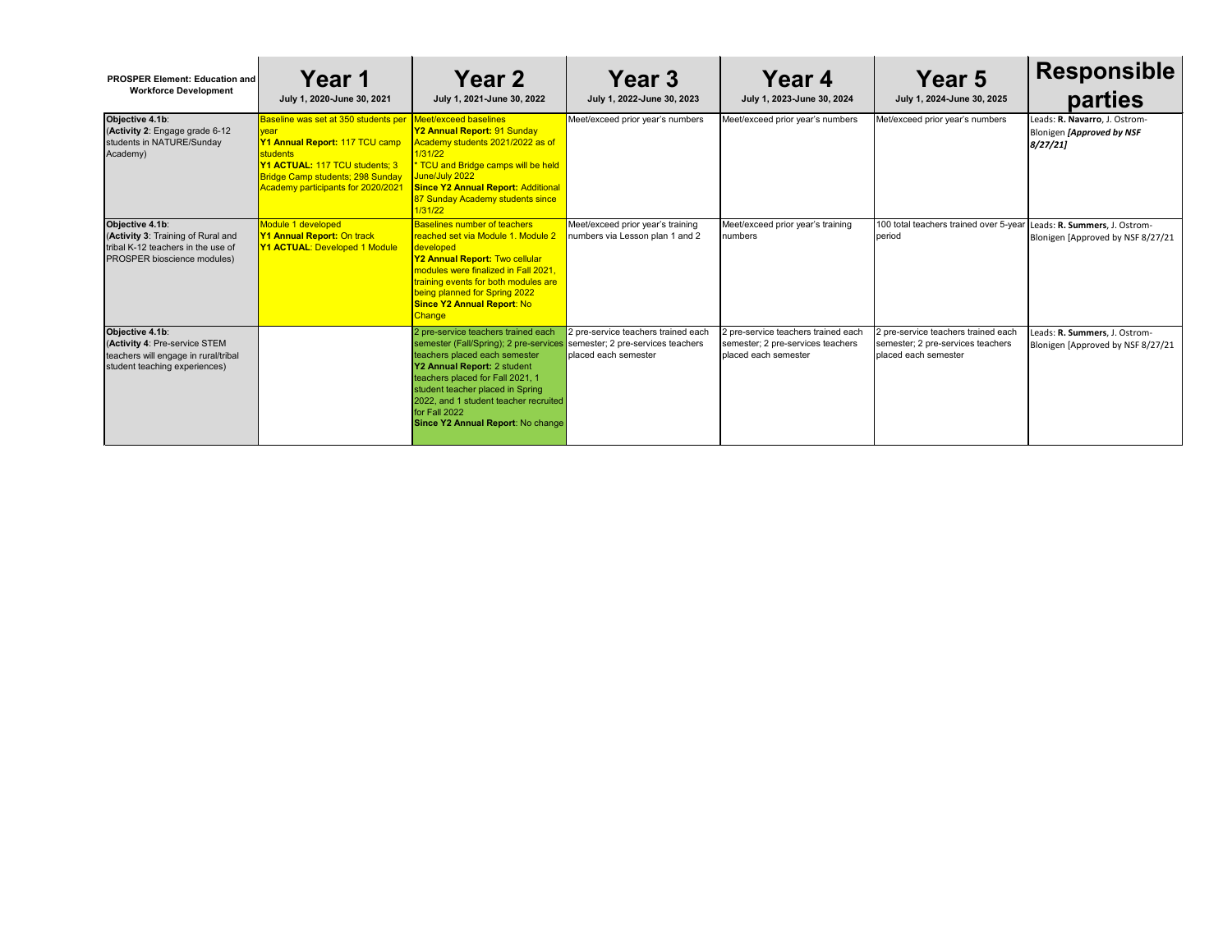| PROSPER Element: Education and Workforce Development | Year 1 July 1, 2020-June 30, 2021 | Year 2 July 1, 2021-June 30, 2022 | Year 3 July 1, 2022-June 30, 2023 | Year 4 July 1, 2023-June 30, 2024 | Year 5 July 1, 2024-June 30, 2025 | Responsible parties |
|---|---|---|---|---|---|---|
| **Objective 4.1b**: (**Activity 2**: Engage grade 6-12 students in NATURE/Sunday Academy) | Baseline was set at 350 students per year **Y1 Annual Report:** 117 TCU camp students **Y1 ACTUAL:** 117 TCU students; 3 Bridge Camp students; 298 Sunday Academy participants for 2020/2021 | Meet/exceed baselines **Y2 Annual Report:** 91 Sunday Academy students 2021/2022 as of 1/31/22 * TCU and Bridge camps will be held June/July 2022 **Since Y2 Annual Report:** Additional 87 Sunday Academy students since 1/31/22 | Meet/exceed prior year's numbers | Meet/exceed prior year's numbers | Met/exceed prior year's numbers | Leads: **R. Navarro**, J. Ostrom-Blonigen ***[Approved by NSF 8/27/21]*** |
| **Objective 4.1b**: (**Activity 3**: Training of Rural and tribal K-12 teachers in the use of PROSPER bioscience modules) | Module 1 developed **Y1 Annual Report:** On track **Y1 ACTUAL**: Developed 1 Module | Baselines number of teachers reached set via Module 1. Module 2 developed **Y2 Annual Report:** Two cellular modules were finalized in Fall 2021, training events for both modules are being planned for Spring 2022 **Since Y2 Annual Report**: No Change | Meet/exceed prior year's training numbers via Lesson plan 1 and 2 | Meet/exceed prior year's training numbers | 100 total teachers trained over 5-year period | Leads: **R. Summers**, J. Ostrom-Blonigen [Approved by NSF 8/27/21 |
| **Objective 4.1b**: (**Activity 4**: Pre-service STEM teachers will engage in rural/tribal student teaching experiences) | | 2 pre-service teachers trained each semester (Fall/Spring); 2 pre-services teachers placed each semester **Y2 Annual Report:** 2 student teachers placed for Fall 2021, 1 student teacher placed in Spring 2022, and 1 student teacher recruited for Fall 2022 **Since Y2 Annual Report**: No change | 2 pre-service teachers trained each semester; 2 pre-services teachers placed each semester | 2 pre-service teachers trained each semester; 2 pre-services teachers placed each semester | 2 pre-service teachers trained each semester; 2 pre-services teachers placed each semester | Leads: **R. Summers**, J. Ostrom-Blonigen [Approved by NSF 8/27/21 |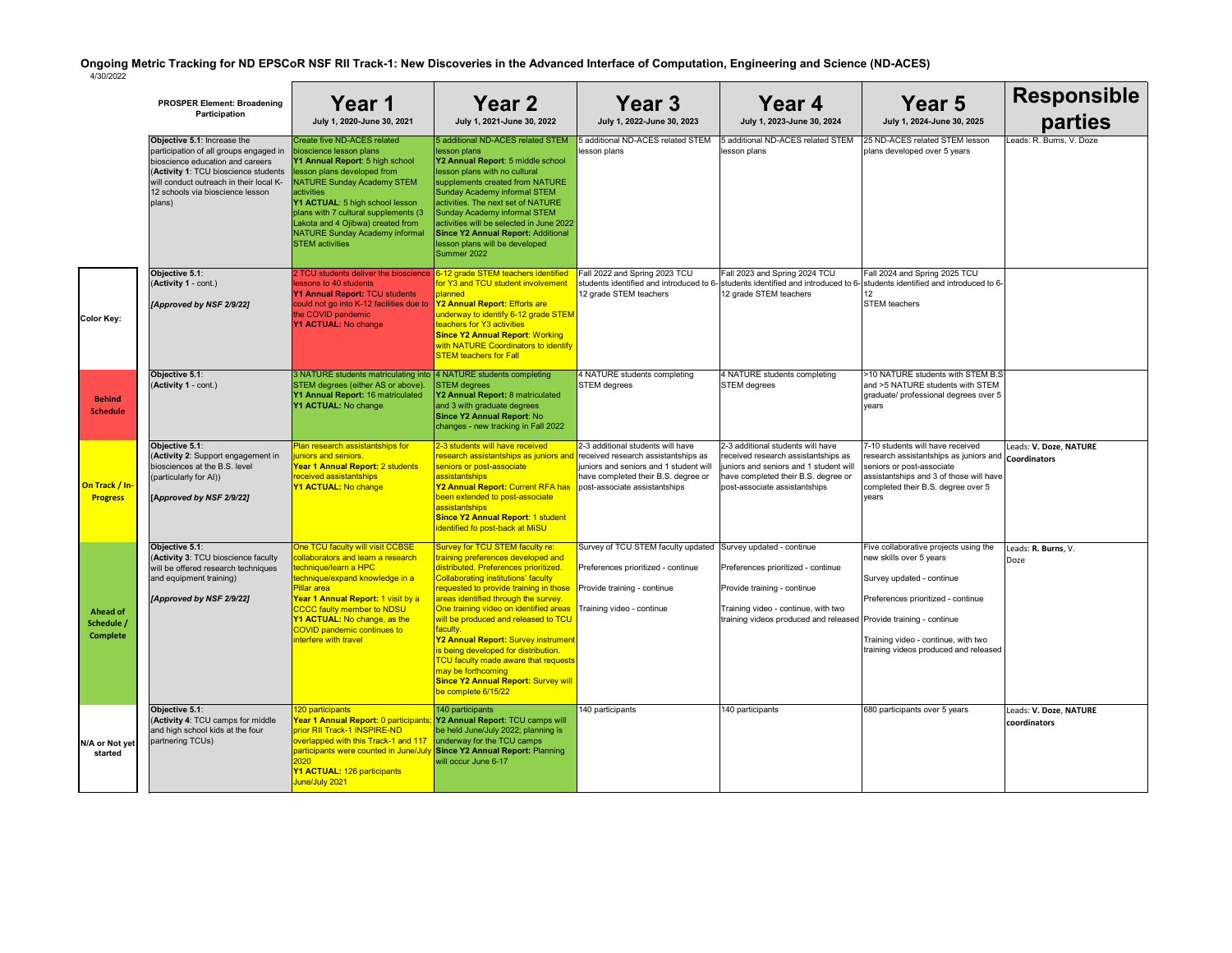**Ongoing Metric Tracking for ND EPSCoR NSF RII Track-1: New Discoveries in the Advanced Interface of Computation, Engineering and Science (ND-ACES)**

4/30/2022

**Color Key:**

- Behind Schedule
- On Track / In-Progress
- Ahead of Schedule / Complete
- N/A or Not yet started

| PROSPER Element: Broadening Participation | Year 1<br>July 1, 2020-June 30, 2021 | Year 2<br>July 1, 2021-June 30, 2022 | Year 3<br>July 1, 2022-June 30, 2023 | Year 4<br>July 1, 2023-June 30, 2024 | Year 5<br>July 1, 2024-June 30, 2025 | Responsible parties |
|---|---|---|---|---|---|---|
| **Objective 5.1**: Increase the participation of all groups engaged in bioscience education and careers (**Activity 1**: TCU bioscience students will conduct outreach in their local K-12 schools via bioscience lesson plans) | Create five ND-ACES related bioscience lesson plans<br>**Y1 Annual Report**: 5 high school lesson plans developed from NATURE Sunday Academy STEM activities<br>**Y1 ACTUAL**: 5 high school lesson plans with 7 cultural supplements (3 Lakota and 4 Ojibwa) created from NATURE Sunday Academy informal STEM activities | 5 additional ND-ACES related STEM lesson plans<br>**Y2 Annual Report**: 5 middle school lesson plans with no cultural supplements created from NATURE Sunday Academy informal STEM activities. The next set of NATURE Sunday Academy informal STEM activities will be selected in June 2022<br>**Since Y2 Annual Report:** Additional lesson plans will be developed Summer 2022 | 5 additional ND-ACES related STEM lesson plans | 5 additional ND-ACES related STEM lesson plans | 25 ND-ACES related STEM lesson plans developed over 5 years | Leads: R. Burns, V. Doze |
| **Objective 5.1**: (**Activity 1** - cont.)<br>***[Approved by NSF 2/9/22]*** | 2 TCU students deliver the bioscience lessons to 40 students<br>**Y1 Annual Report:** TCU students could not go into K-12 facilities due to the COVID pandemic<br>**Y1 ACTUAL:** No change | 6-12 grade STEM teachers identified for Y3 and TCU student involvement planned<br>**Y2 Annual Report:** Efforts are underway to identify 6-12 grade STEM teachers for Y3 activities<br>**Since Y2 Annual Report**: Working with NATURE Coordinators to identify STEM teachers for Fall | Fall 2022 and Spring 2023 TCU students identified and introduced to 6-12 grade STEM teachers | Fall 2023 and Spring 2024 TCU students identified and introduced to 6-12 grade STEM teachers | Fall 2024 and Spring 2025 TCU students identified and introduced to 6-12<br>STEM teachers | |
| **Objective 5.1**: (**Activity 1** - cont.) | 3 NATURE students matriculating into STEM degrees (either AS or above).<br>**Y1 Annual Report:** 16 matriculated<br>**Y1 ACTUAL:** No change | 4 NATURE students completing STEM degrees<br>**Y2 Annual Report:** 8 matriculated and 3 with graduate degrees<br>**Since Y2 Annual Report:** No changes - new tracking in Fall 2022 | 4 NATURE students completing STEM degrees | 4 NATURE students completing STEM degrees | >10 NATURE students with STEM B.S and >5 NATURE students with STEM graduate/ professional degrees over 5 years | |
| **Objective 5.1**: (**Activity 2**: Support engagement in biosciences at the B.S. level (particularly for AI))<br>**[*Approved by NSF 2/9/22]*** | Plan research assistantships for juniors and seniors.<br>**Year 1 Annual Report:** 2 students received assistantships<br>**Y1 ACTUAL:** No change | 2-3 students will have received research assistantships as juniors and seniors or post-associate assistantships<br>**Y2 Annual Report:** Current RFA has been extended to post-associate assistantships<br>**Since Y2 Annual Report**: 1 student identified fo post-back at MiSU | 2-3 additional students will have received research assistantships as juniors and seniors and 1 student will have completed their B.S. degree or post-associate assistantships | 2-3 additional students will have received research assistantships as juniors and seniors and 1 student will have completed their B.S. degree or post-associate assistantships | 7-10 students will have received research assistantships as juniors and seniors or post-associate assistantships and 3 of those will have completed their B.S. degree over 5 years | Leads: **V. Doze**, **NATURE Coordinators** |
| **Objective 5.1**: (**Activity 3**: TCU bioscience faculty will be offered research techniques and equipment training)<br>***[Approved by NSF 2/9/22]*** | One TCU faculty will visit CCBSE collaborators and learn a research technique/learn a HPC technique/expand knowledge in a Pillar area<br>**Year 1 Annual Report:** 1 visit by a CCCC faculty member to NDSU<br>**Y1 ACTUAL:** No change, as the COVID pandemic continues to interfere with travel | Survey for TCU STEM faculty re: training preferences developed and distributed. Preferences prioritized. Collaborating institutions' faculty requested to provide training in those areas identified through the survey. One training video on identified areas will be produced and released to TCU faculty.<br>**Y2 Annual Report:** Survey instrument is being developed for distribution. TCU faculty made aware that requests may be forthcoming<br>**Since Y2 Annual Report:** Survey will be complete 6/15/22 | Survey of TCU STEM faculty updated<br>Preferences prioritized - continue<br>Provide training - continue<br>Training video - continue | Survey updated - continue<br>Preferences prioritized - continue<br>Provide training - continue<br>Training video - continue, with two training videos produced and released | Five collaborative projects using the new skills over 5 years<br>Survey updated - continue<br>Preferences prioritized - continue<br>Provide training - continue<br>Training video - continue, with two training videos produced and released | Leads: **R. Burns**, V. Doze |
| **Objective 5.1**: (**Activity 4**: TCU camps for middle and high school kids at the four partnering TCUs) | 120 participants<br>**Year 1 Annual Report:** 0 participants; prior RII Track-1 INSPIRE-ND overlapped with this Track-1 and 117 participants were counted in June/July 2020<br>**Y1 ACTUAL:** 126 participants June/July 2021 | 140 participants<br>**Y2 Annual Report**: TCU camps will be held June/July 2022; planning is underway for the TCU camps<br>**Since Y2 Annual Report:** Planning will occur June 6-17 | 140 participants | 140 participants | 680 participants over 5 years | Leads: **V. Doze**, **NATURE coordinators** |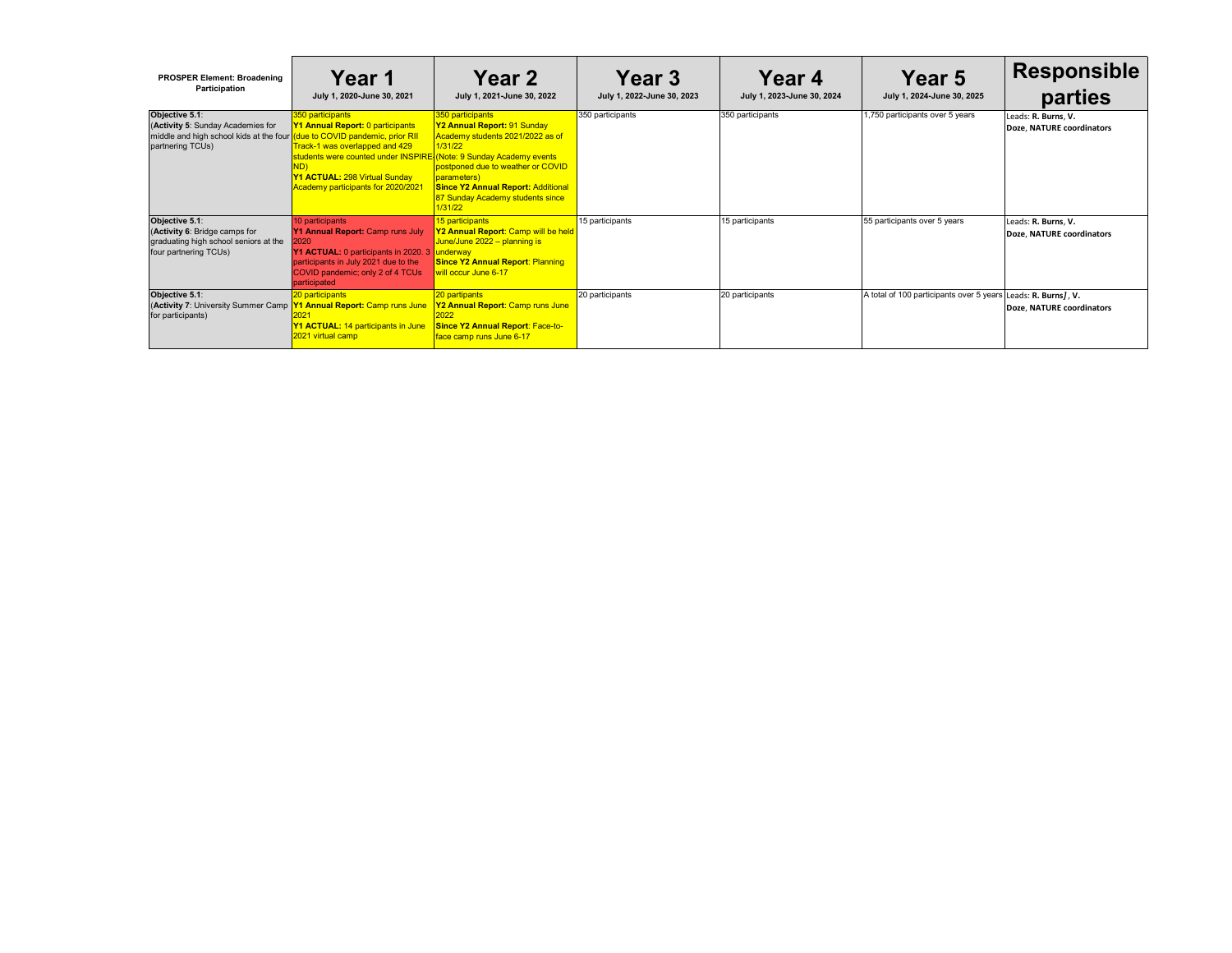| PROSPER Element: Broadening Participation | Year 1<br>July 1, 2020-June 30, 2021 | Year 2<br>July 1, 2021-June 30, 2022 | Year 3<br>July 1, 2022-June 30, 2023 | Year 4<br>July 1, 2023-June 30, 2024 | Year 5<br>July 1, 2024-June 30, 2025 | Responsible parties |
|---|---|---|---|---|---|---|
| **Objective 5.1**:<br>(**Activity 5**: Sunday Academies for middle and high school kids at the four partnering TCUs) | 350 participants<br>**Y1 Annual Report:** 0 participants (due to COVID pandemic, prior RII Track-1 was overlapped and 429 students were counted under INSPIRE-ND)<br>**Y1 ACTUAL:** 298 Virtual Sunday Academy participants for 2020/2021 | 350 participants<br>**Y2 Annual Report:** 91 Sunday Academy students 2021/2022 as of 1/31/22<br>(Note: 9 Sunday Academy events postponed due to weather or COVID parameters)<br>**Since Y2 Annual Report:** Additional 87 Sunday Academy students since 1/31/22 | 350 participants | 350 participants | 1,750 participants over 5 years | Leads: **R. Burns**, **V. Doze**, **NATURE coordinators** |
| **Objective 5.1**:<br>(**Activity 6**: Bridge camps for graduating high school seniors at the four partnering TCUs) | 10 participants<br>**Y1 Annual Report:** Camp runs July 2020<br>**Y1 ACTUAL:** 0 participants in 2020. 3 participants in July 2021 due to the COVID pandemic; only 2 of 4 TCUs participated | 15 participants<br>**Y2 Annual Report**: Camp will be held June/June 2022 – planning is underway<br>**Since Y2 Annual Report**: Planning will occur June 6-17 | 15 participants | 15 participants | 55 participants over 5 years | Leads: **R. Burns**, **V. Doze**, **NATURE coordinators** |
| **Objective 5.1**:<br>(**Activity 7**: University Summer Camp for participants) | 20 participants<br>**Y1 Annual Report:** Camp runs June 2021<br>**Y1 ACTUAL:** 14 participants in June 2021 virtual camp | 20 partipants<br>**Y2 Annual Report**: Camp runs June 2022<br>**Since Y2 Annual Report**: Face-to-face camp runs June 6-17 | 20 participants | 20 participants | A total of 100 participants over 5 years | Leads: **R. Burns**, **V. Doze**, **NATURE coordinators** |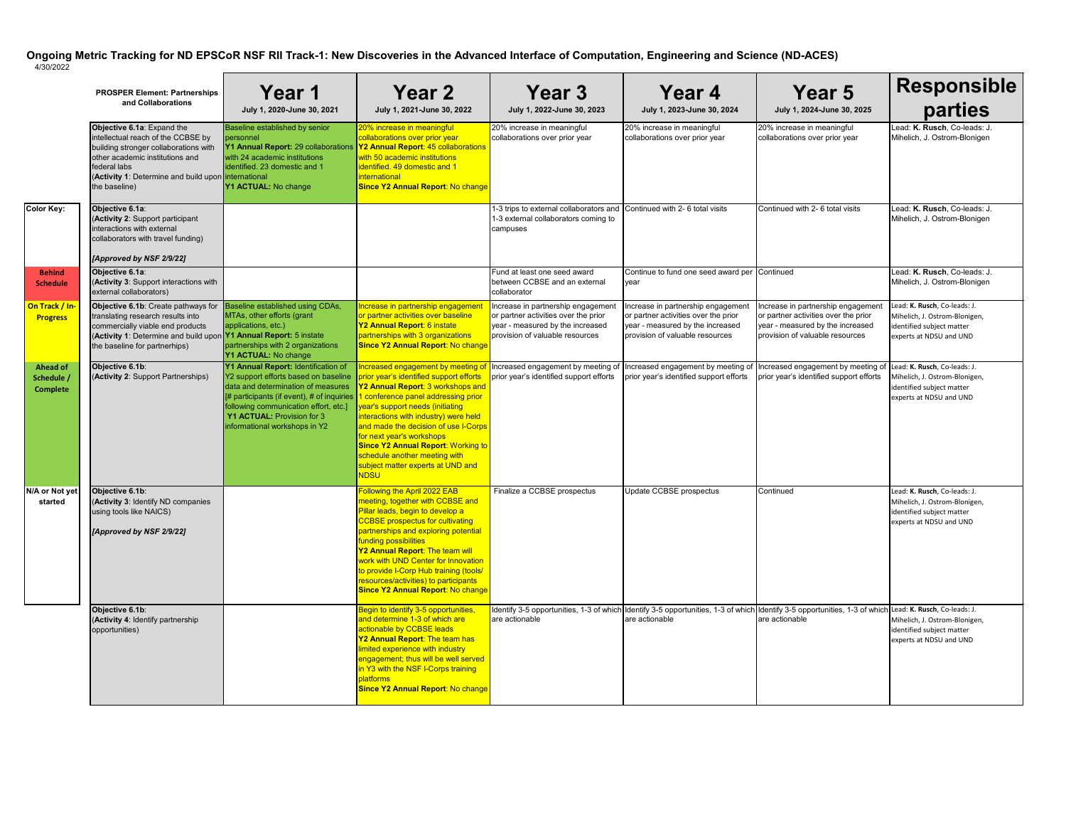# Ongoing Metric Tracking for ND EPSCoR NSF RII Track-1: New Discoveries in the Advanced Interface of Computation, Engineering and Science (ND-ACES)

4/30/2022

| PROSPER Element: Partnerships and Collaborations | Year 1<br>July 1, 2020-June 30, 2021 | Year 2<br>July 1, 2021-June 30, 2022 | Year 3<br>July 1, 2022-June 30, 2023 | Year 4<br>July 1, 2023-June 30, 2024 | Year 5<br>July 1, 2024-June 30, 2025 | Responsible parties |
|---|---|---|---|---|---|---|
| **Objective 6.1a**: Expand the intellectual reach of the CCBSE by building stronger collaborations with other academic institutions and federal labs<br>(**Activity 1**: Determine and build upon the baseline) | Baseline established by senior personnel<br>**Y1 Annual Report:** 29 collaborations with 24 academic institutions identified. 23 domestic and 1 international<br>**Y1 ACTUAL:** No change | 20% increase in meaningful collaborations over prior year<br>**Y2 Annual Report**: 45 collaborations with 50 academic institutions identified. 49 domestic and 1 international<br>**Since Y2 Annual Report**: No change | 20% increase in meaningful collaborations over prior year | 20% increase in meaningful collaborations over prior year | 20% increase in meaningful collaborations over prior year | Lead: **K. Rusch**, Co-leads: J. Mihelich, J. Ostrom-Blonigen |
| **Objective 6.1a**:<br>(**Activity 2**: Support participant interactions with external collaborators with travel funding)<br>***[Approved by NSF 2/9/22]*** | | | 1-3 trips to external collaborators and 1-3 external collaborators coming to campuses | Continued with 2- 6 total visits | Continued with 2- 6 total visits | Lead: **K. Rusch**, Co-leads: J. Mihelich, J. Ostrom-Blonigen |
| **Objective 6.1a**:<br>(**Activity 3**: Support interactions with external collaborators) | | | Fund at least one seed award between CCBSE and an external collaborator | Continue to fund one seed award per year | Continued | Lead: **K. Rusch**, Co-leads: J. Mihelich, J. Ostrom-Blonigen |
| **Objective 6.1b**: Create pathways for translating research results into commercially viable end products<br>(**Activity 1**: Determine and build upon the baseline for partnerhips) | Baseline established using CDAs, MTAs, other efforts (grant applications, etc.)<br>**Y1 Annual Report:** 5 instate partnerships with 2 organizations<br>**Y1 ACTUAL:** No change | Increase in partnership engagement or partner activities over baseline<br>**Y2 Annual Report**: 6 instate partnerships with 3 organizations<br>**Since Y2 Annual Report**: No change | Increase in partnership engagement or partner activities over the prior year - measured by the increased provision of valuable resources | Increase in partnership engagement or partner activities over the prior year - measured by the increased provision of valuable resources | Increase in partnership engagement or partner activities over the prior year - measured by the increased provision of valuable resources | Lead: **K. Rusch**, Co-leads: J. Mihelich, J. Ostrom-Blonigen, identified subject matter experts at NDSU and UND |
| **Objective 6.1b**:<br>(**Activity 2**: Support Partnerships) | **Y1 Annual Report:** Identification of Y2 support efforts based on baseline data and determination of measures [# participants (if event), # of inquiries following communication effort, etc.]<br>**Y1 ACTUAL:** Provision for 3 informational workshops in Y2 | Increased engagement by meeting of prior year's identified support efforts<br>**Y2 Annual Report**: 3 workshops and 1 conference panel addressing prior year's support needs (initiating interactions with industry) were held and made the decision of use I-Corps for next year's workshops<br>**Since Y2 Annual Report**: Working to schedule another meeting with subject matter experts at UND and NDSU | Increased engagement by meeting of prior year's identified support efforts | Increased engagement by meeting of prior year's identified support efforts | Increased engagement by meeting of prior year's identified support efforts | Lead: **K. Rusch**, Co-leads: J. Mihelich, J. Ostrom-Blonigen, identified subject matter experts at NDSU and UND |
| **Objective 6.1b**:<br>(**Activity 3**: Identify ND companies using tools like NAICS)<br>***[Approved by NSF 2/9/22]*** | | Following the April 2022 EAB meeting, together with CCBSE and Pillar leads, begin to develop a CCBSE prospectus for cultivating partnerships and exploring potential funding possibilities<br>**Y2 Annual Report**: The team will work with UND Center for Innovation to provide I-Corp Hub training (tools/resources/activities) to participants<br>**Since Y2 Annual Report**: No change | Finalize a CCBSE prospectus | Update CCBSE prospectus | Continued | Lead: **K. Rusch**, Co-leads: J. Mihelich, J. Ostrom-Blonigen, identified subject matter experts at NDSU and UND |
| **Objective 6.1b**:<br>(**Activity 4**: Identify partnership opportunities) | | Begin to identify 3-5 opportunities, and determine 1-3 of which are actionable by CCBSE leads<br>**Y2 Annual Report**: The team has limited experience with industry engagement; thus will be well served in Y3 with the NSF I-Corps training platforms<br>**Since Y2 Annual Report**: No change | Identify 3-5 opportunities, 1-3 of which are actionable | Identify 3-5 opportunities, 1-3 of which are actionable | Identify 3-5 opportunities, 1-3 of which are actionable | Lead: **K. Rusch**, Co-leads: J. Mihelich, J. Ostrom-Blonigen, identified subject matter experts at NDSU and UND |

**Color Key:**

| |
|---|
| Behind Schedule |
| On Track / In-Progress |
| Ahead of Schedule / Complete |
| N/A or Not yet started |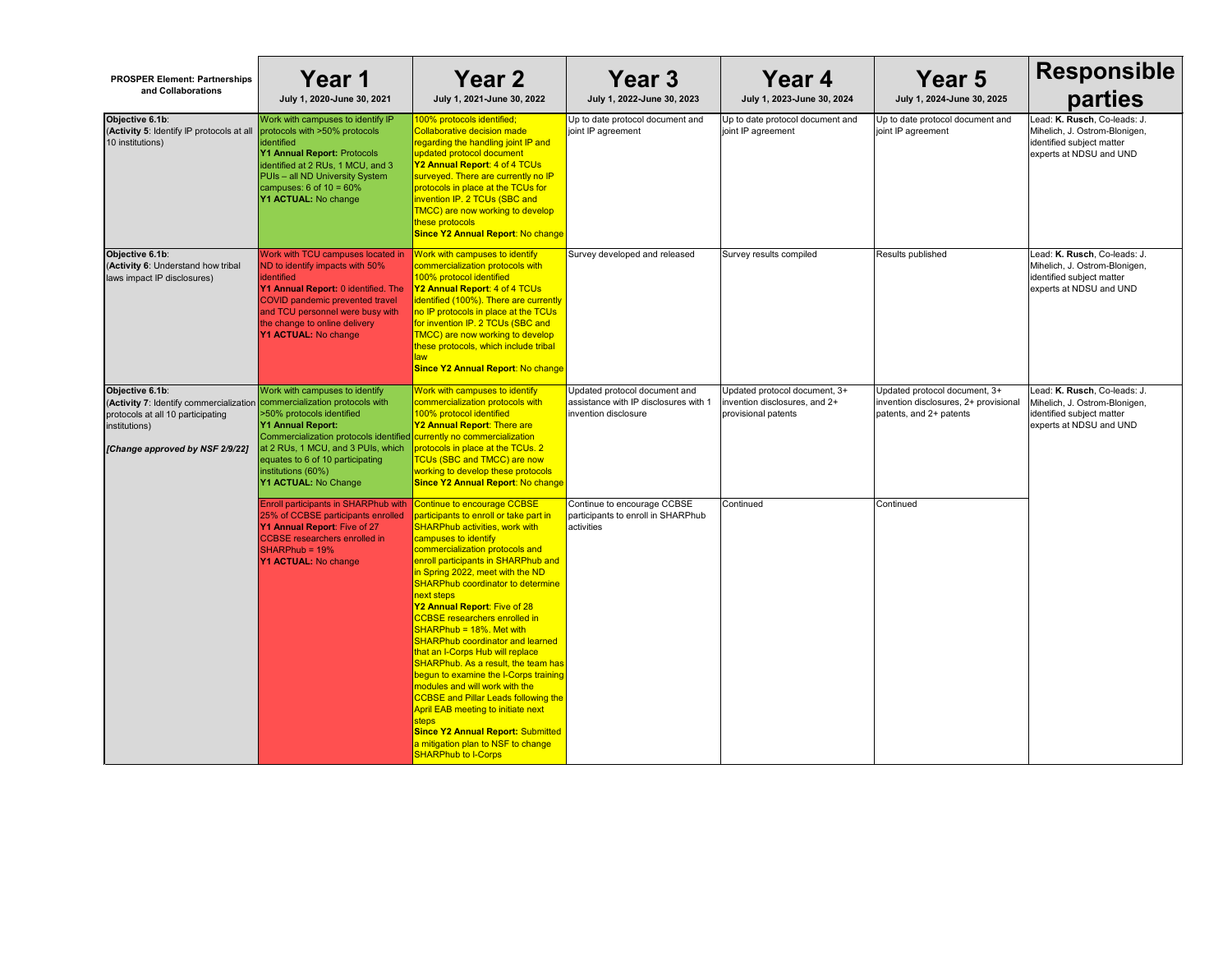| PROSPER Element: Partnerships and Collaborations | Year 1<br>July 1, 2020-June 30, 2021 | Year 2<br>July 1, 2021-June 30, 2022 | Year 3<br>July 1, 2022-June 30, 2023 | Year 4<br>July 1, 2023-June 30, 2024 | Year 5<br>July 1, 2024-June 30, 2025 | Responsible parties |
|---|---|---|---|---|---|---|
| **Objective 6.1b**:<br>(**Activity 5**: Identify IP protocols at all 10 institutions) | Work with campuses to identify IP protocols with >50% protocols identified<br>**Y1 Annual Report:** Protocols identified at 2 RUs, 1 MCU, and 3 PUIs – all ND University System campuses: 6 of 10 = 60%<br>**Y1 ACTUAL:** No change | 100% protocols identified; Collaborative decision made regarding the handling joint IP and updated protocol document<br>**Y2 Annual Report**: 4 of 4 TCUs surveyed. There are currently no IP protocols in place at the TCUs for invention IP. 2 TCUs (SBC and TMCC) are now working to develop these protocols<br>**Since Y2 Annual Report**: No change | Up to date protocol document and joint IP agreement | Up to date protocol document and joint IP agreement | Up to date protocol document and joint IP agreement | Lead: **K. Rusch**, Co-leads: J. Mihelich, J. Ostrom-Blonigen, identified subject matter experts at NDSU and UND |
| **Objective 6.1b**:<br>(**Activity 6**: Understand how tribal laws impact IP disclosures) | Work with TCU campuses located in ND to identify impacts with 50% identified<br>**Y1 Annual Report:** 0 identified. The COVID pandemic prevented travel and TCU personnel were busy with the change to online delivery<br>**Y1 ACTUAL:** No change | Work with campuses to identify commercialization protocols with 100% protocol identified<br>**Y2 Annual Report**: 4 of 4 TCUs identified (100%). There are currently no IP protocols in place at the TCUs for invention IP. 2 TCUs (SBC and TMCC) are now working to develop these protocols, which include tribal law<br>**Since Y2 Annual Report**: No change | Survey developed and released | Survey results compiled | Results published | Lead: **K. Rusch**, Co-leads: J. Mihelich, J. Ostrom-Blonigen, identified subject matter experts at NDSU and UND |
| **Objective 6.1b**:<br>(**Activity 7**: Identify commercialization protocols at all 10 participating institutions)<br><br>***[Change approved by NSF 2/9/22]*** | Work with campuses to identify commercialization protocols with >50% protocols identified<br>**Y1 Annual Report:** Commercialization protocols identified at 2 RUs, 1 MCU, and 3 PUIs, which equates to 6 of 10 participating institutions (60%)<br>**Y1 ACTUAL:** No Change | Work with campuses to identify commercialization protocols with 100% protocol identified<br>**Y2 Annual Report**: There are currently no commercialization protocols in place at the TCUs. 2 TCUs (SBC and TMCC) are now working to develop these protocols<br>**Since Y2 Annual Report**: No change | Updated protocol document and assistance with IP disclosures with 1 invention disclosure | Updated protocol document, 3+ invention disclosures, and 2+ provisional patents | Updated protocol document, 3+ invention disclosures, 2+ provisional patents, and 2+ patents | Lead: **K. Rusch**, Co-leads: J. Mihelich, J. Ostrom-Blonigen, identified subject matter experts at NDSU and UND |
| | Enroll participants in SHARPhub with 25% of CCBSE participants enrolled<br>**Y1 Annual Report**: Five of 27 CCBSE researchers enrolled in SHARPhub = 19%<br>**Y1 ACTUAL:** No change | Continue to encourage CCBSE participants to enroll or take part in SHARPhub activities, work with campuses to identify commercialization protocols and enroll participants in SHARPhub and in Spring 2022, meet with the ND SHARPhub coordinator to determine next steps<br>**Y2 Annual Report**: Five of 28 CCBSE researchers enrolled in SHARPhub = 18%. Met with SHARPhub coordinator and learned that an I-Corps Hub will replace SHARPhub. As a result, the team has begun to examine the I-Corps training modules and will work with the CCBSE and Pillar Leads following the April EAB meeting to initiate next steps<br>**Since Y2 Annual Report:** Submitted a mitigation plan to NSF to change SHARPhub to I-Corps | Continue to encourage CCBSE participants to enroll in SHARPhub activities | Continued | Continued | |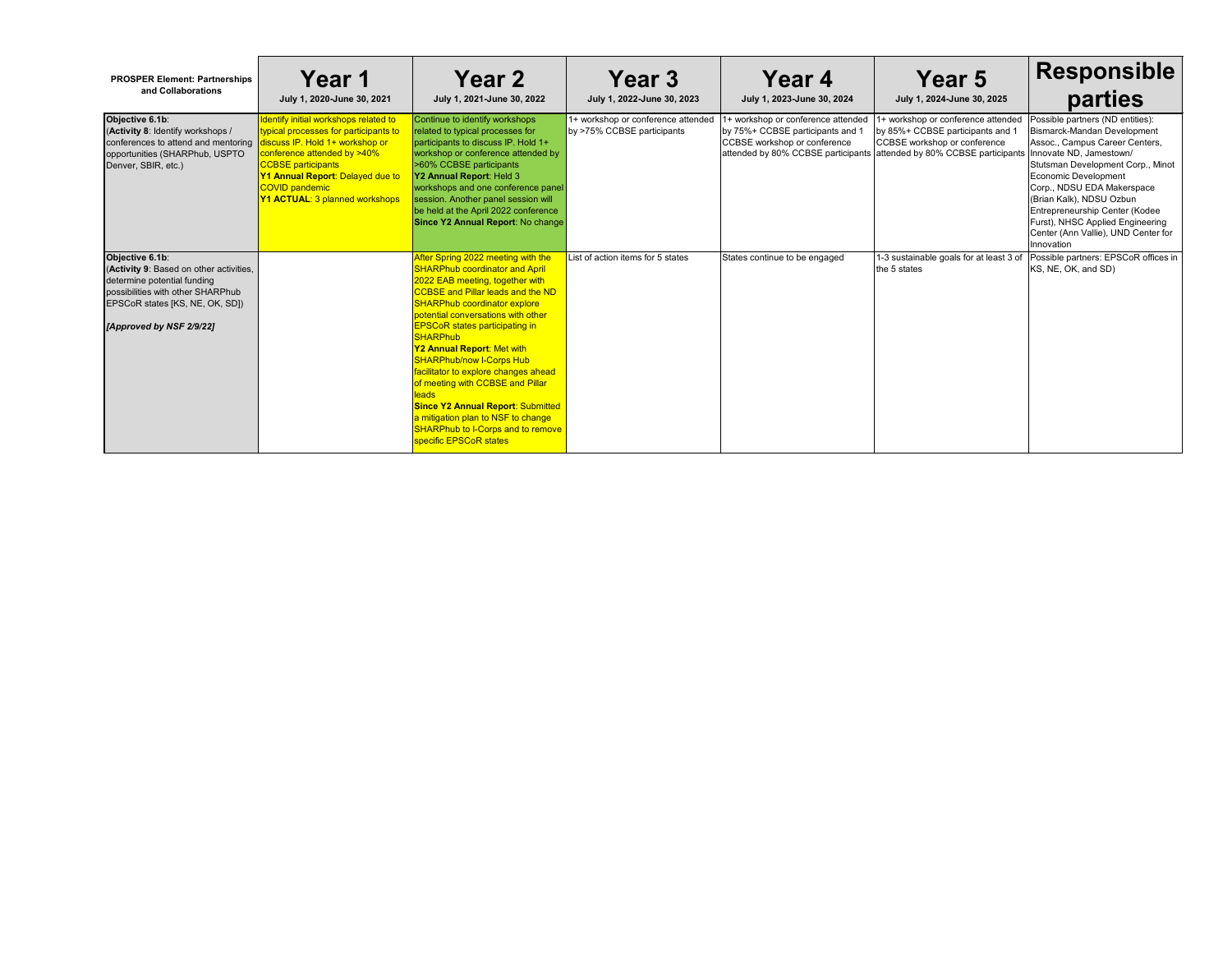| PROSPER Element: Partnerships and Collaborations | Year 1<br>July 1, 2020-June 30, 2021 | Year 2<br>July 1, 2021-June 30, 2022 | Year 3<br>July 1, 2022-June 30, 2023 | Year 4<br>July 1, 2023-June 30, 2024 | Year 5<br>July 1, 2024-June 30, 2025 | Responsible parties |
|---|---|---|---|---|---|---|
| **Objective 6.1b**:<br>(**Activity 8**: Identify workshops / conferences to attend and mentoring opportunities (SHARPhub, USPTO Denver, SBIR, etc.) | Identify initial workshops related to typical processes for participants to discuss IP. Hold 1+ workshop or conference attended by >40% CCBSE participants<br>**Y1 Annual Report**: Delayed due to COVID pandemic<br>**Y1 ACTUAL**: 3 planned workshops | Continue to identify workshops related to typical processes for participants to discuss IP. Hold 1+ workshop or conference attended by >60% CCBSE participants<br>**Y2 Annual Report**: Held 3 workshops and one conference panel session. Another panel session will be held at the April 2022 conference<br>**Since Y2 Annual Report**: No change | 1+ workshop or conference attended by >75% CCBSE participants | 1+ workshop or conference attended by 75%+ CCBSE participants and 1 CCBSE workshop or conference attended by 80% CCBSE participants | 1+ workshop or conference attended by 85%+ CCBSE participants and 1 CCBSE workshop or conference attended by 80% CCBSE participants | Possible partners (ND entities): Bismarck-Mandan Development Assoc., Campus Career Centers, Innovate ND, Jamestown/ Stutsman Development Corp., Minot Economic Development Corp., NDSU EDA Makerspace (Brian Kalk), NDSU Ozbun Entrepreneurship Center (Kodee Furst), NHSC Applied Engineering Center (Ann Vallie), UND Center for Innovation |
| **Objective 6.1b**:<br>(**Activity 9**: Based on other activities, determine potential funding possibilities with other SHARPhub EPSCoR states [KS, NE, OK, SD])<br>***[Approved by NSF 2/9/22]*** | | After Spring 2022 meeting with the SHARPhub coordinator and April 2022 EAB meeting, together with CCBSE and Pillar leads and the ND SHARPhub coordinator explore potential conversations with other EPSCoR states participating in SHARPhub<br>**Y2 Annual Report**: Met with SHARPhub/now I-Corps Hub facilitator to explore changes ahead of meeting with CCBSE and Pillar leads<br>**Since Y2 Annual Report**: Submitted a mitigation plan to NSF to change SHARPhub to I-Corps and to remove specific EPSCoR states | List of action items for 5 states | States continue to be engaged | 1-3 sustainable goals for at least 3 of the 5 states | Possible partners: EPSCoR offices in KS, NE, OK, and SD) |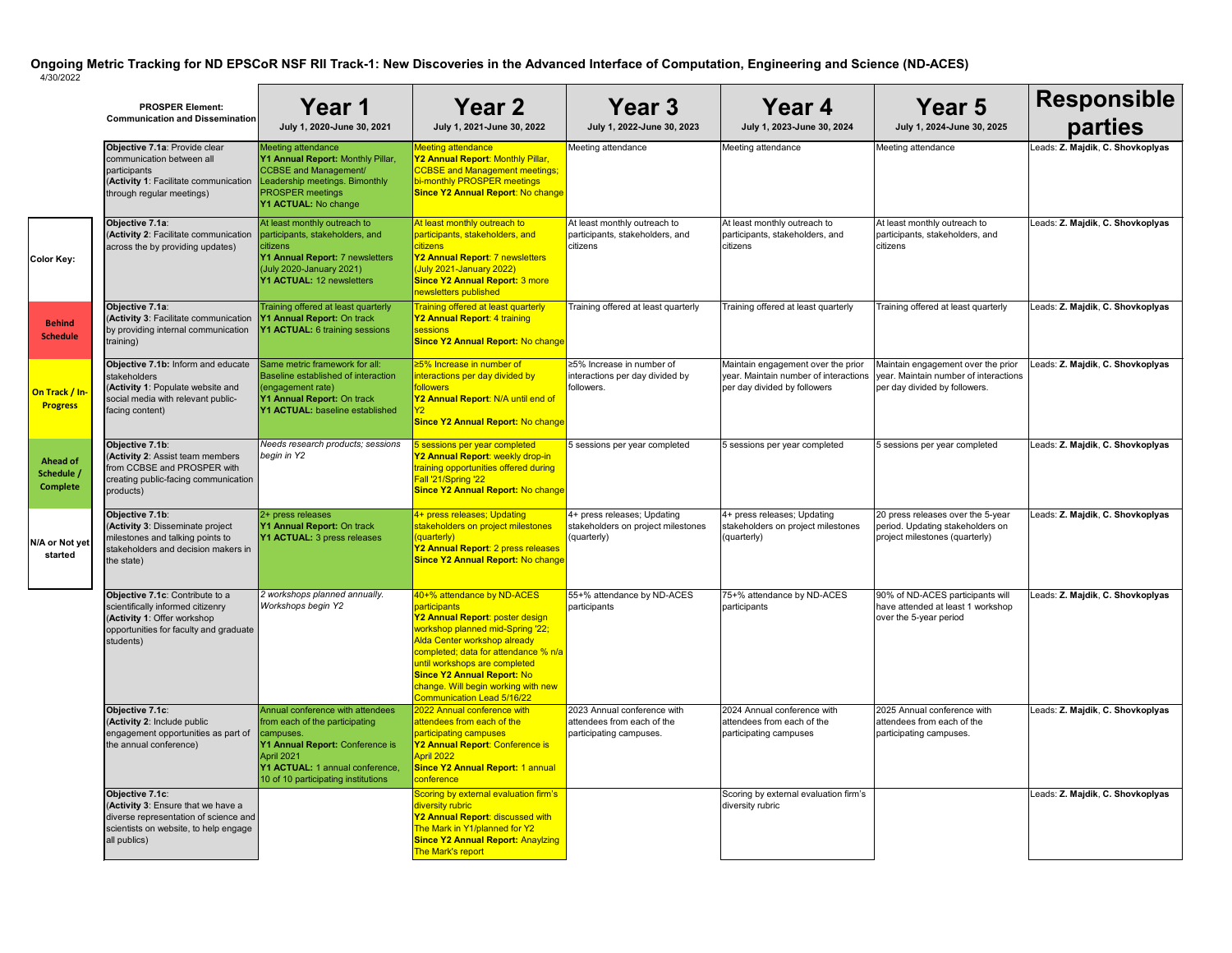# Ongoing Metric Tracking for ND EPSCoR NSF RII Track-1: New Discoveries in the Advanced Interface of Computation, Engineering and Science (ND-ACES)

4/30/2022

| PROSPER Element: Communication and Dissemination | Year 1 July 1, 2020-June 30, 2021 | Year 2 July 1, 2021-June 30, 2022 | Year 3 July 1, 2022-June 30, 2023 | Year 4 July 1, 2023-June 30, 2024 | Year 5 July 1, 2024-June 30, 2025 | Responsible parties |
|---|---|---|---|---|---|---|
| **Objective 7.1a**: Provide clear communication between all participants (**Activity 1**: Facilitate communication through regular meetings) | Meeting attendance **Y1 Annual Report:** Monthly Pillar, CCBSE and Management/ Leadership meetings. Bimonthly PROSPER meetings **Y1 ACTUAL:** No change | Meeting attendance **Y2 Annual Report**: Monthly Pillar, CCBSE and Management meetings; bi-monthly PROSPER meetings **Since Y2 Annual Report**: No change | Meeting attendance | Meeting attendance | Meeting attendance | Leads: **Z. Majdik**, **C. Shovkoplyas** |
| **Objective 7.1a**: (**Activity 2**: Facilitate communication across the by providing updates) | At least monthly outreach to participants, stakeholders, and citizens **Y1 Annual Report:** 7 newsletters (July 2020-January 2021) **Y1 ACTUAL:** 12 newsletters | At least monthly outreach to participants, stakeholders, and citizens **Y2 Annual Report**: 7 newsletters (July 2021-January 2022) **Since Y2 Annual Report:** 3 more newsletters published | At least monthly outreach to participants, stakeholders, and citizens | At least monthly outreach to participants, stakeholders, and citizens | At least monthly outreach to participants, stakeholders, and citizens | Leads: **Z. Majdik**, **C. Shovkoplyas** |
| **Objective 7.1a**: (**Activity 3**: Facilitate communication by providing internal communication training) | Training offered at least quarterly **Y1 Annual Report:** On track **Y1 ACTUAL:** 6 training sessions | Training offered at least quarterly **Y2 Annual Report**: 4 training sessions **Since Y2 Annual Report:** No change | Training offered at least quarterly | Training offered at least quarterly | Training offered at least quarterly | Leads: **Z. Majdik**, **C. Shovkoplyas** |
| **Objective 7.1b:** Inform and educate stakeholders (**Activity 1**: Populate website and social media with relevant public-facing content) | Same metric framework for all: Baseline established of interaction (engagement rate) **Y1 Annual Report:** On track **Y1 ACTUAL:** baseline established | ≥5% Increase in number of interactions per day divided by followers **Y2 Annual Report**: N/A until end of Y2 **Since Y2 Annual Report:** No change | ≥5% Increase in number of interactions per day divided by followers. | Maintain engagement over the prior year. Maintain number of interactions per day divided by followers | Maintain engagement over the prior year. Maintain number of interactions per day divided by followers. | Leads: **Z. Majdik**, **C. Shovkoplyas** |
| **Objective 7.1b**: (**Activity 2**: Assist team members from CCBSE and PROSPER with creating public-facing communication products) | *Needs research products; sessions begin in Y2* | 5 sessions per year completed **Y2 Annual Report**: weekly drop-in training opportunities offered during Fall '21/Spring '22 **Since Y2 Annual Report:** No change | 5 sessions per year completed | 5 sessions per year completed | 5 sessions per year completed | Leads: **Z. Majdik**, **C. Shovkoplyas** |
| **Objective 7.1b**: (**Activity 3**: Disseminate project milestones and talking points to stakeholders and decision makers in the state) | 2+ press releases **Y1 Annual Report:** On track **Y1 ACTUAL:** 3 press releases | 4+ press releases; Updating stakeholders on project milestones (quarterly) **Y2 Annual Report**: 2 press releases **Since Y2 Annual Report:** No change | 4+ press releases; Updating stakeholders on project milestones (quarterly) | 4+ press releases; Updating stakeholders on project milestones (quarterly) | 20 press releases over the 5-year period. Updating stakeholders on project milestones (quarterly) | Leads: **Z. Majdik**, **C. Shovkoplyas** |
| **Objective 7.1c**: Contribute to a scientifically informed citizenry (**Activity 1**: Offer workshop opportunities for faculty and graduate students) | *2 workshops planned annually. Workshops begin Y2* | 40+% attendance by ND-ACES participants **Y2 Annual Report**: poster design workshop planned mid-Spring '22; Alda Center workshop already completed; data for attendance % n/a until workshops are completed **Since Y2 Annual Report:** No change. Will begin working with new Communication Lead 5/16/22 | 55+% attendance by ND-ACES participants | 75+% attendance by ND-ACES participants | 90% of ND-ACES participants will have attended at least 1 workshop over the 5-year period | Leads: **Z. Majdik**, **C. Shovkoplyas** |
| **Objective 7.1c**: (**Activity 2**: Include public engagement opportunities as part of the annual conference) | Annual conference with attendees from each of the participating campuses. **Y1 Annual Report:** Conference is April 2021 **Y1 ACTUAL:** 1 annual conference, 10 of 10 participating institutions | 2022 Annual conference with attendees from each of the participating campuses **Y2 Annual Report**: Conference is April 2022 **Since Y2 Annual Report:** 1 annual conference | 2023 Annual conference with attendees from each of the participating campuses. | 2024 Annual conference with attendees from each of the participating campuses | 2025 Annual conference with attendees from each of the participating campuses. | Leads: **Z. Majdik**, **C. Shovkoplyas** |
| **Objective 7.1c**: (**Activity 3**: Ensure that we have a diverse representation of science and scientists on website, to help engage all publics) | | Scoring by external evaluation firm's diversity rubric **Y2 Annual Report**: discussed with The Mark in Y1/planned for Y2 **Since Y2 Annual Report:** Anaylzing The Mark's report | | Scoring by external evaluation firm's diversity rubric | | Leads: **Z. Majdik**, **C. Shovkoplyas** |

| Color Key: |
|---|
| Behind Schedule |
| On Track / In-Progress |
| Ahead of Schedule / Complete |
| N/A or Not yet started |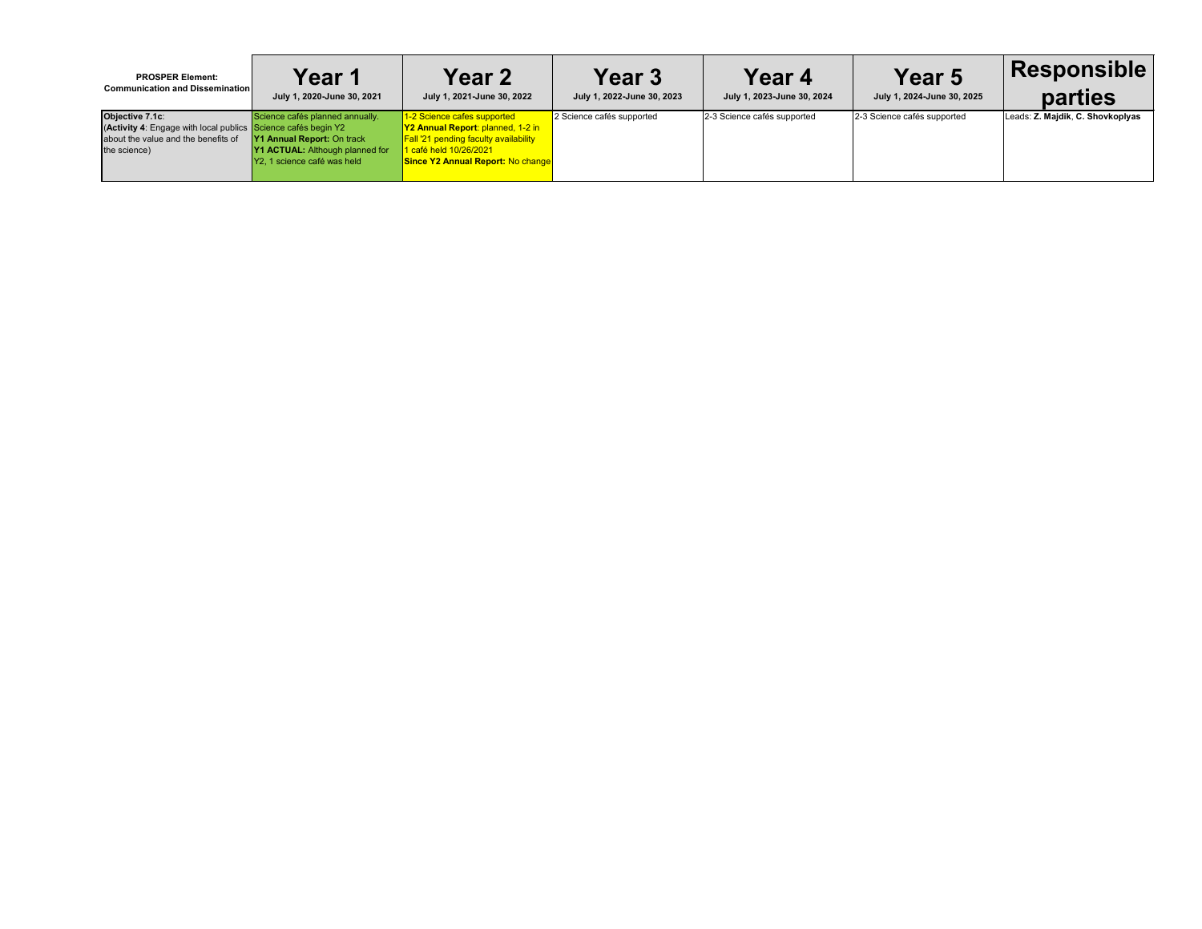| **PROSPER Element: Communication and Dissemination** | **Year 1** July 1, 2020-June 30, 2021 | **Year 2** July 1, 2021-June 30, 2022 | **Year 3** July 1, 2022-June 30, 2023 | **Year 4** July 1, 2023-June 30, 2024 | **Year 5** July 1, 2024-June 30, 2025 | **Responsible parties** |
|---|---|---|---|---|---|---|
| **Objective 7.1c**: (**Activity 4**: Engage with local publics about the value and the benefits of the science) | Science cafés planned annually. Science cafés begin Y2 **Y1 Annual Report:** On track **Y1 ACTUAL:** Although planned for Y2, 1 science café was held | 1-2 Science cafes supported **Y2 Annual Report**: planned, 1-2 in Fall '21 pending faculty availability 1 café held 10/26/2021 **Since Y2 Annual Report:** No change | 2 Science cafés supported | 2-3 Science cafés supported | 2-3 Science cafés supported | Leads: **Z. Majdik**, **C. Shovkoplyas** |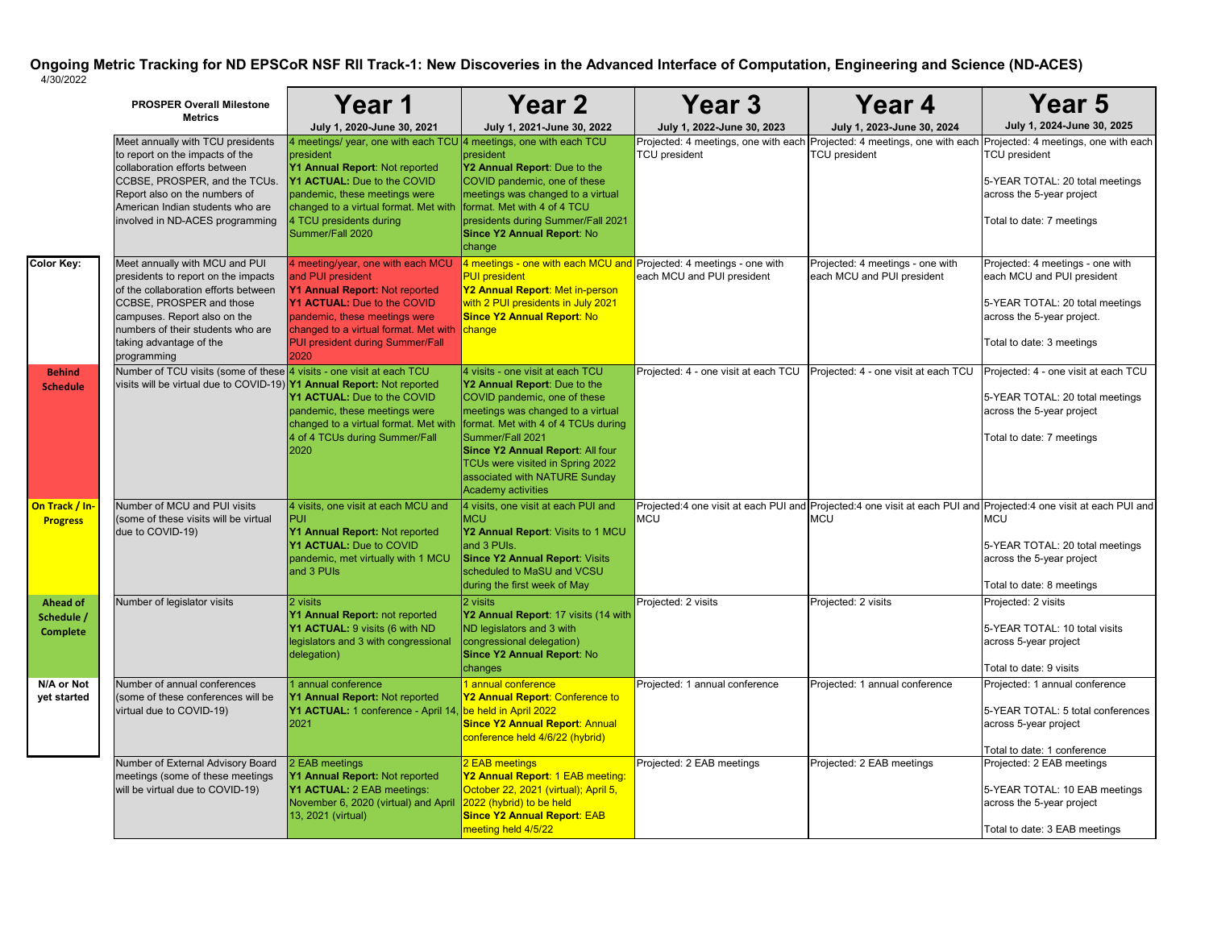# Ongoing Metric Tracking for ND EPSCoR NSF RII Track-1: New Discoveries in the Advanced Interface of Computation, Engineering and Science (ND-ACES)

4/30/2022

| PROSPER Overall Milestone Metrics | Year 1<br>July 1, 2020-June 30, 2021 | Year 2<br>July 1, 2021-June 30, 2022 | Year 3<br>July 1, 2022-June 30, 2023 | Year 4<br>July 1, 2023-June 30, 2024 | Year 5<br>July 1, 2024-June 30, 2025 |
|---|---|---|---|---|---|
| Meet annually with TCU presidents to report on the impacts of the collaboration efforts between CCBSE, PROSPER, and the TCUs. Report also on the numbers of American Indian students who are involved in ND-ACES programming | 4 meetings/ year, one with each TCU president<br>**Y1 Annual Report**: Not reported<br>**Y1 ACTUAL:** Due to the COVID pandemic, these meetings were changed to a virtual format. Met with 4 TCU presidents during Summer/Fall 2020 | 4 meetings, one with each TCU president<br>**Y2 Annual Report**: Due to the COVID pandemic, one of these meetings was changed to a virtual format. Met with 4 of 4 TCU presidents during Summer/Fall 2021<br>**Since Y2 Annual Report**: No change | Projected: 4 meetings, one with each TCU president | Projected: 4 meetings, one with each TCU president | Projected: 4 meetings, one with each TCU president<br><br>5-YEAR TOTAL: 20 total meetings across the 5-year project<br><br>Total to date: 7 meetings |
| Meet annually with MCU and PUI presidents to report on the impacts of the collaboration efforts between CCBSE, PROSPER and those campuses. Report also on the numbers of their students who are taking advantage of the programming | 4 meeting/year, one with each MCU and PUI president<br>**Y1 Annual Report:** Not reported<br>**Y1 ACTUAL:** Due to the COVID pandemic, these meetings were changed to a virtual format. Met with PUI president during Summer/Fall 2020 | 4 meetings - one with each MCU and PUI president<br>**Y2 Annual Report**: Met in-person with 2 PUI presidents in July 2021<br>**Since Y2 Annual Report**: No change | Projected: 4 meetings - one with each MCU and PUI president | Projected: 4 meetings - one with each MCU and PUI president | Projected: 4 meetings - one with each MCU and PUI president<br><br>5-YEAR TOTAL: 20 total meetings across the 5-year project.<br><br>Total to date: 3 meetings |
| Number of TCU visits (some of these visits will be virtual due to COVID-19) | 4 visits - one visit at each TCU<br>**Y1 Annual Report:** Not reported<br>**Y1 ACTUAL:** Due to the COVID pandemic, these meetings were changed to a virtual format. Met with 4 of 4 TCUs during Summer/Fall 2020 | 4 visits - one visit at each TCU<br>**Y2 Annual Report**: Due to the COVID pandemic, one of these meetings was changed to a virtual format. Met with 4 of 4 TCUs during Summer/Fall 2021<br>**Since Y2 Annual Report**: All four TCUs were visited in Spring 2022 associated with NATURE Sunday Academy activities | Projected: 4 - one visit at each TCU | Projected: 4 - one visit at each TCU | Projected: 4 - one visit at each TCU<br><br>5-YEAR TOTAL: 20 total meetings across the 5-year project<br><br>Total to date: 7 meetings |
| Number of MCU and PUI visits (some of these visits will be virtual due to COVID-19) | 4 visits, one visit at each MCU and PUI<br>**Y1 Annual Report:** Not reported<br>**Y1 ACTUAL:** Due to COVID pandemic, met virtually with 1 MCU and 3 PUIs | 4 visits, one visit at each PUI and MCU<br>**Y2 Annual Report**: Visits to 1 MCU and 3 PUIs.<br>**Since Y2 Annual Report**: Visits scheduled to MaSU and VCSU during the first week of May | Projected:4 one visit at each PUI and MCU | Projected:4 one visit at each PUI and MCU | Projected:4 one visit at each PUI and MCU<br><br>5-YEAR TOTAL: 20 total meetings across the 5-year project<br><br>Total to date: 8 meetings |
| Number of legislator visits | 2 visits<br>**Y1 Annual Report:** not reported<br>**Y1 ACTUAL:** 9 visits (6 with ND legislators and 3 with congressional delegation) | 2 visits<br>**Y2 Annual Report**: 17 visits (14 with ND legislators and 3 with congressional delegation)<br>**Since Y2 Annual Report**: No changes | Projected: 2 visits | Projected: 2 visits | Projected: 2 visits<br><br>5-YEAR TOTAL: 10 total visits across 5-year project<br><br>Total to date: 9 visits |
| Number of annual conferences (some of these conferences will be virtual due to COVID-19) | 1 annual conference<br>**Y1 Annual Report:** Not reported<br>**Y1 ACTUAL:** 1 conference - April 14, 2021 | 1 annual conference<br>**Y2 Annual Report**: Conference to be held in April 2022<br>**Since Y2 Annual Report**: Annual conference held 4/6/22 (hybrid) | Projected: 1 annual conference | Projected: 1 annual conference | Projected: 1 annual conference<br><br>5-YEAR TOTAL: 5 total conferences across 5-year project<br><br>Total to date: 1 conference |
| Number of External Advisory Board meetings (some of these meetings will be virtual due to COVID-19) | 2 EAB meetings<br>**Y1 Annual Report:** Not reported<br>**Y1 ACTUAL:** 2 EAB meetings: November 6, 2020 (virtual) and April 13, 2021 (virtual) | 2 EAB meetings<br>**Y2 Annual Report**: 1 EAB meeting: October 22, 2021 (virtual); April 5, 2022 (hybrid) to be held<br>**Since Y2 Annual Report**: EAB meeting held 4/5/22 | Projected: 2 EAB meetings | Projected: 2 EAB meetings | Projected: 2 EAB meetings<br><br>5-YEAR TOTAL: 10 EAB meetings across the 5-year project<br><br>Total to date: 3 EAB meetings |

**Color Key:**

- Behind Schedule
- On Track / In-Progress
- Ahead of Schedule / Complete
- N/A or Not yet started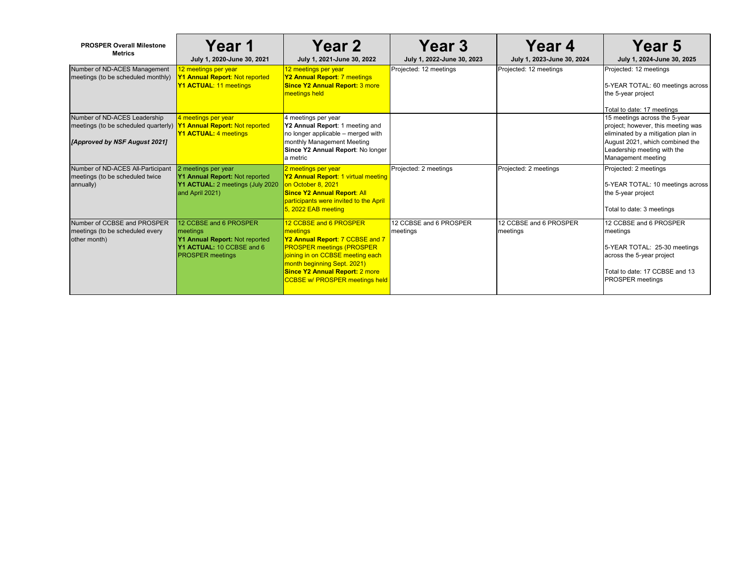| PROSPER Overall Milestone Metrics | Year 1<br>July 1, 2020-June 30, 2021 | Year 2<br>July 1, 2021-June 30, 2022 | Year 3<br>July 1, 2022-June 30, 2023 | Year 4<br>July 1, 2023-June 30, 2024 | Year 5<br>July 1, 2024-June 30, 2025 |
|---|---|---|---|---|---|
| Number of ND-ACES Management meetings (to be scheduled monthly) | 12 meetings per year<br>**Y1 Annual Report**: Not reported<br>**Y1 ACTUAL**: 11 meetings | 12 meetings per year<br>**Y2 Annual Report**: 7 meetings<br>**Since Y2 Annual Report:** 3 more meetings held | Projected: 12 meetings | Projected: 12 meetings | Projected: 12 meetings<br><br>5-YEAR TOTAL: 60 meetings across the 5-year project<br><br>Total to date: 17 meetings |
| Number of ND-ACES Leadership meetings (to be scheduled quarterly)<br><br>***[Approved by NSF August 2021]*** | 4 meetings per year<br>**Y1 Annual Report:** Not reported<br>**Y1 ACTUAL:** 4 meetings | 4 meetings per year<br>**Y2 Annual Report**: 1 meeting and no longer applicable – merged with monthly Management Meeting<br>**Since Y2 Annual Report**: No longer a metric | | | 15 meetings across the 5-year project; however, this meeting was eliminated by a mitigation plan in August 2021, which combined the Leadership meeting with the Management meeting |
| Number of ND-ACES All-Participant meetings (to be scheduled twice annually) | 2 meetings per year<br>**Y1 Annual Report:** Not reported<br>**Y1 ACTUAL:** 2 meetings (July 2020 and April 2021) | 2 meetings per year<br>**Y2 Annual Report**: 1 virtual meeting on October 8, 2021<br>**Since Y2 Annual Report**: All participants were invited to the April 5, 2022 EAB meeting | Projected: 2 meetings | Projected: 2 meetings | Projected: 2 meetings<br><br>5-YEAR TOTAL: 10 meetings across the 5-year project<br><br>Total to date: 3 meetings |
| Number of CCBSE and PROSPER meetings (to be scheduled every other month) | 12 CCBSE and 6 PROSPER meetings<br>**Y1 Annual Report:** Not reported<br>**Y1 ACTUAL:** 10 CCBSE and 6 PROSPER meetings | 12 CCBSE and 6 PROSPER meetings<br>**Y2 Annual Report**: 7 CCBSE and 7 PROSPER meetings (PROSPER joining in on CCBSE meeting each month beginning Sept. 2021)<br>**Since Y2 Annual Report:** 2 more CCBSE w/ PROSPER meetings held | 12 CCBSE and 6 PROSPER meetings | 12 CCBSE and 6 PROSPER meetings | 12 CCBSE and 6 PROSPER meetings<br><br>5-YEAR TOTAL: 25-30 meetings across the 5-year project<br><br>Total to date: 17 CCBSE and 13 PROSPER meetings |